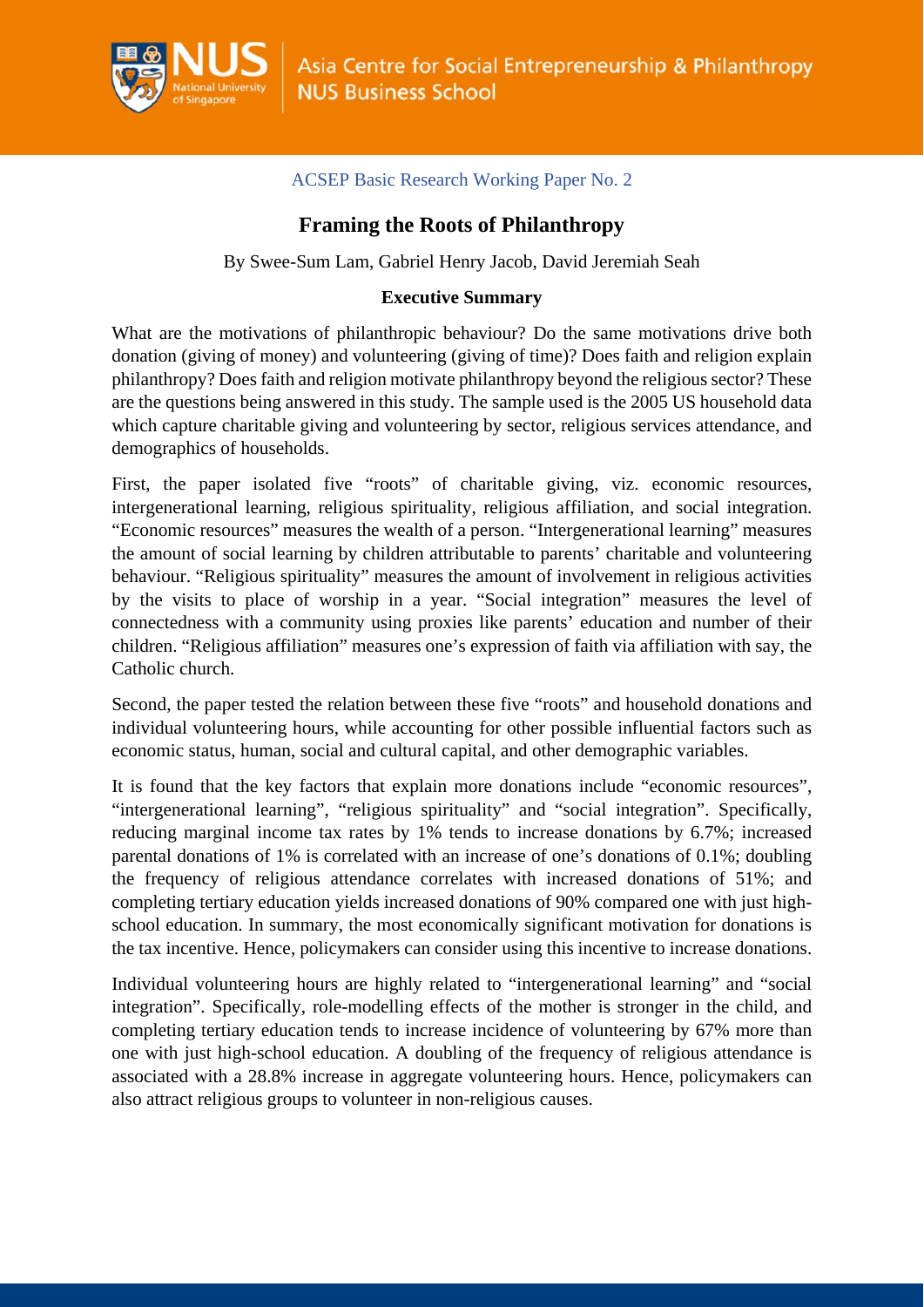ACSEP Basic Research Working Paper No. 2

# Framing the Roots of Philanthropy

By Swee-Sum Lam, Gabriel Henry Jacob, David Jeremiah Seah

## Executive Summary

What are the motivations of philanthropic behaviour? Do the same motivations drive both donation (giving of money) and volunteering (giving of time)? Does faith and religion explain philanthropy? Does faith and religion motivate philanthropy beyond the religious sector? These are the questions being answered in this study. The sample used is the 2005 US household data which capture charitable giving and volunteering by sector, religious services attendance, and demographics of households.

First, the paper isolated five "roots" of charitable giving, viz. economic resources, intergenerational learning, religious spirituality, religious affiliation, and social integration. "Economic resources" measures the wealth of a person. "Intergenerational learning" measures the amount of social learning by children attributable to parents' charitable and volunteering behaviour. "Religious spirituality" measures the amount of involvement in religious activities by the visits to place of worship in a year. "Social integration" measures the level of connectedness with a community using proxies like parents' education and number of their children. "Religious affiliation" measures one's expression of faith via affiliation with say, the Catholic church.

Second, the paper tested the relation between these five "roots" and household donations and individual volunteering hours, while accounting for other possible influential factors such as economic status, human, social and cultural capital, and other demographic variables.

It is found that the key factors that explain more donations include "economic resources", "intergenerational learning", "religious spirituality" and "social integration". Specifically, reducing marginal income tax rates by 1% tends to increase donations by 6.7%; increased parental donations of 1% is correlated with an increase of one's donations of 0.1%; doubling the frequency of religious attendance correlates with increased donations of 51%; and completing tertiary education yields increased donations of 90% compared one with just high-school education. In summary, the most economically significant motivation for donations is the tax incentive. Hence, policymakers can consider using this incentive to increase donations.

Individual volunteering hours are highly related to "intergenerational learning" and "social integration". Specifically, role-modelling effects of the mother is stronger in the child, and completing tertiary education tends to increase incidence of volunteering by 67% more than one with just high-school education. A doubling of the frequency of religious attendance is associated with a 28.8% increase in aggregate volunteering hours. Hence, policymakers can also attract religious groups to volunteer in non-religious causes.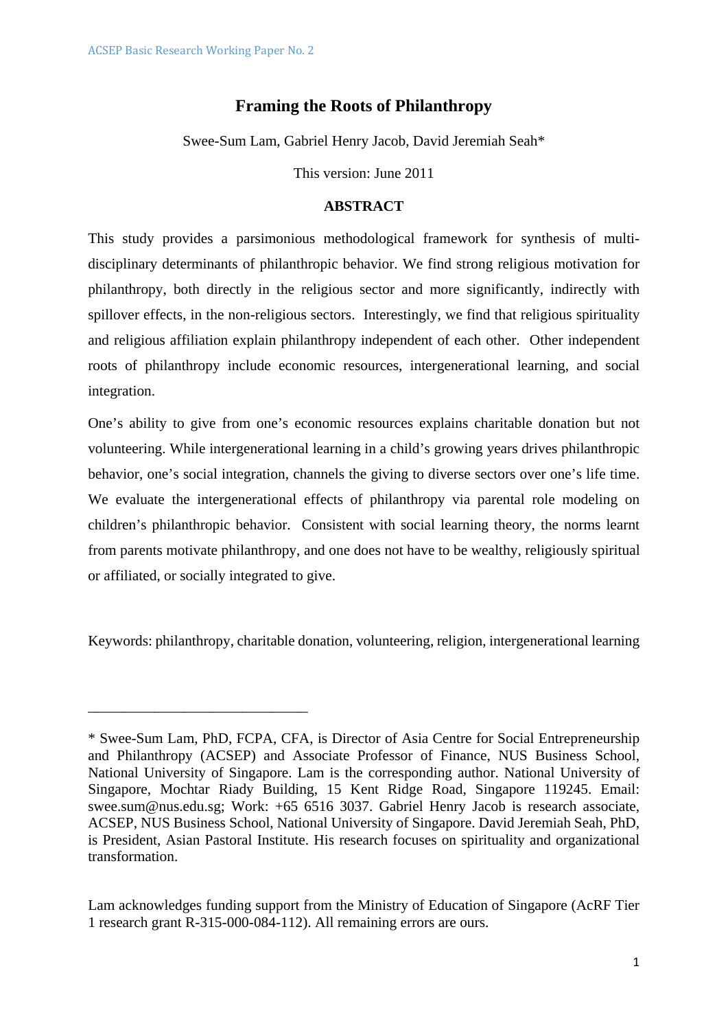# Framing the Roots of Philanthropy

Swee-Sum Lam, Gabriel Henry Jacob, David Jeremiah Seah*

This version: June 2011

## ABSTRACT

This study provides a parsimonious methodological framework for synthesis of multi-disciplinary determinants of philanthropic behavior. We find strong religious motivation for philanthropy, both directly in the religious sector and more significantly, indirectly with spillover effects, in the non-religious sectors. Interestingly, we find that religious spirituality and religious affiliation explain philanthropy independent of each other. Other independent roots of philanthropy include economic resources, intergenerational learning, and social integration.

One's ability to give from one's economic resources explains charitable donation but not volunteering. While intergenerational learning in a child's growing years drives philanthropic behavior, one's social integration, channels the giving to diverse sectors over one's life time. We evaluate the intergenerational effects of philanthropy via parental role modeling on children's philanthropic behavior. Consistent with social learning theory, the norms learnt from parents motivate philanthropy, and one does not have to be wealthy, religiously spiritual or affiliated, or socially integrated to give.

Keywords: philanthropy, charitable donation, volunteering, religion, intergenerational learning

---

* Swee-Sum Lam, PhD, FCPA, CFA, is Director of Asia Centre for Social Entrepreneurship and Philanthropy (ACSEP) and Associate Professor of Finance, NUS Business School, National University of Singapore. Lam is the corresponding author. National University of Singapore, Mochtar Riady Building, 15 Kent Ridge Road, Singapore 119245. Email: swee.sum@nus.edu.sg; Work: +65 6516 3037. Gabriel Henry Jacob is research associate, ACSEP, NUS Business School, National University of Singapore. David Jeremiah Seah, PhD, is President, Asian Pastoral Institute. His research focuses on spirituality and organizational transformation.

Lam acknowledges funding support from the Ministry of Education of Singapore (AcRF Tier 1 research grant R-315-000-084-112). All remaining errors are ours.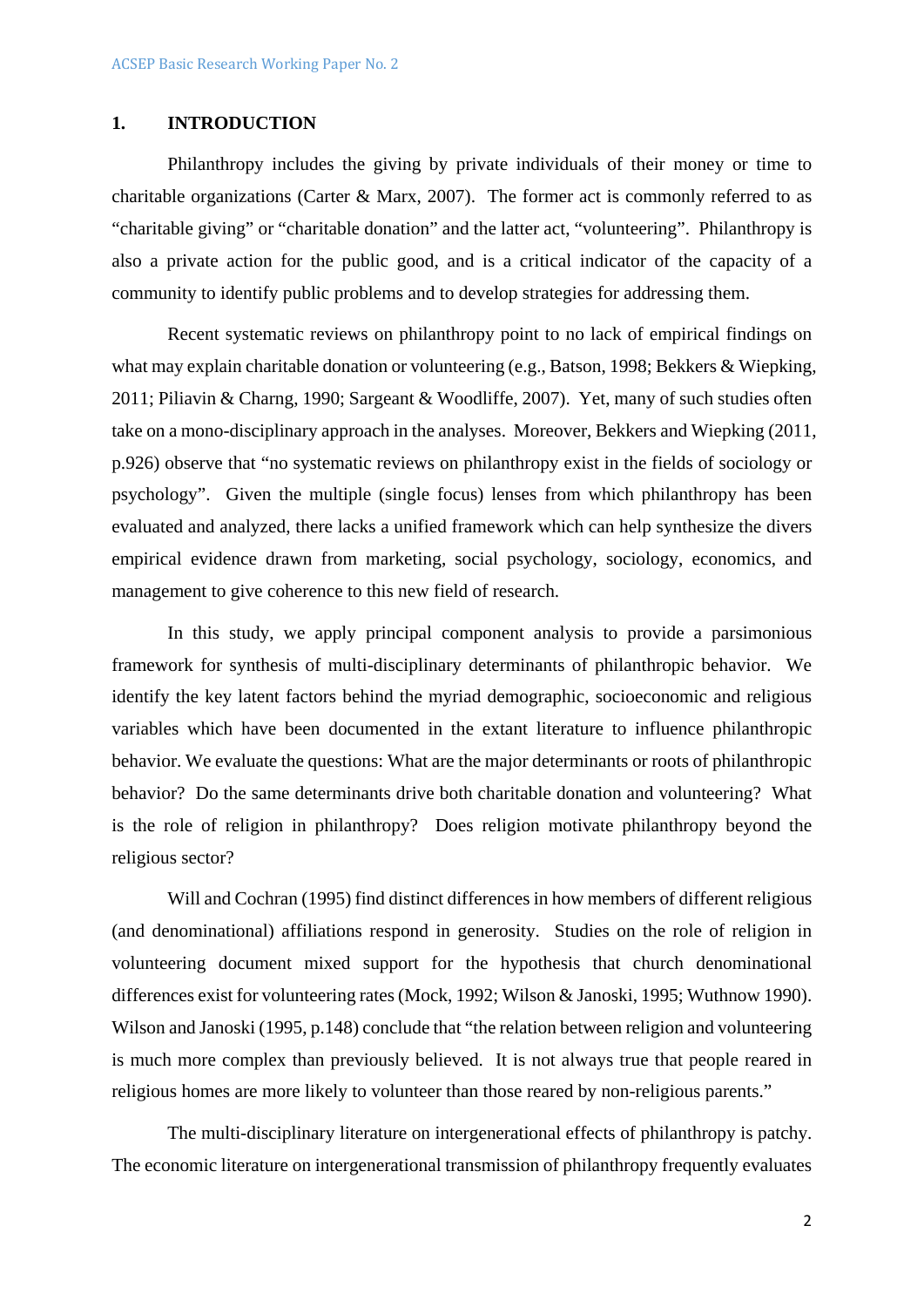## 1. INTRODUCTION

Philanthropy includes the giving by private individuals of their money or time to charitable organizations (Carter & Marx, 2007). The former act is commonly referred to as "charitable giving" or "charitable donation" and the latter act, "volunteering". Philanthropy is also a private action for the public good, and is a critical indicator of the capacity of a community to identify public problems and to develop strategies for addressing them.

Recent systematic reviews on philanthropy point to no lack of empirical findings on what may explain charitable donation or volunteering (e.g., Batson, 1998; Bekkers & Wiepking, 2011; Piliavin & Charng, 1990; Sargeant & Woodliffe, 2007). Yet, many of such studies often take on a mono-disciplinary approach in the analyses. Moreover, Bekkers and Wiepking (2011, p.926) observe that "no systematic reviews on philanthropy exist in the fields of sociology or psychology". Given the multiple (single focus) lenses from which philanthropy has been evaluated and analyzed, there lacks a unified framework which can help synthesize the divers empirical evidence drawn from marketing, social psychology, sociology, economics, and management to give coherence to this new field of research.

In this study, we apply principal component analysis to provide a parsimonious framework for synthesis of multi-disciplinary determinants of philanthropic behavior. We identify the key latent factors behind the myriad demographic, socioeconomic and religious variables which have been documented in the extant literature to influence philanthropic behavior. We evaluate the questions: What are the major determinants or roots of philanthropic behavior? Do the same determinants drive both charitable donation and volunteering? What is the role of religion in philanthropy? Does religion motivate philanthropy beyond the religious sector?

Will and Cochran (1995) find distinct differences in how members of different religious (and denominational) affiliations respond in generosity. Studies on the role of religion in volunteering document mixed support for the hypothesis that church denominational differences exist for volunteering rates (Mock, 1992; Wilson & Janoski, 1995; Wuthnow 1990). Wilson and Janoski (1995, p.148) conclude that "the relation between religion and volunteering is much more complex than previously believed. It is not always true that people reared in religious homes are more likely to volunteer than those reared by non-religious parents."

The multi-disciplinary literature on intergenerational effects of philanthropy is patchy. The economic literature on intergenerational transmission of philanthropy frequently evaluates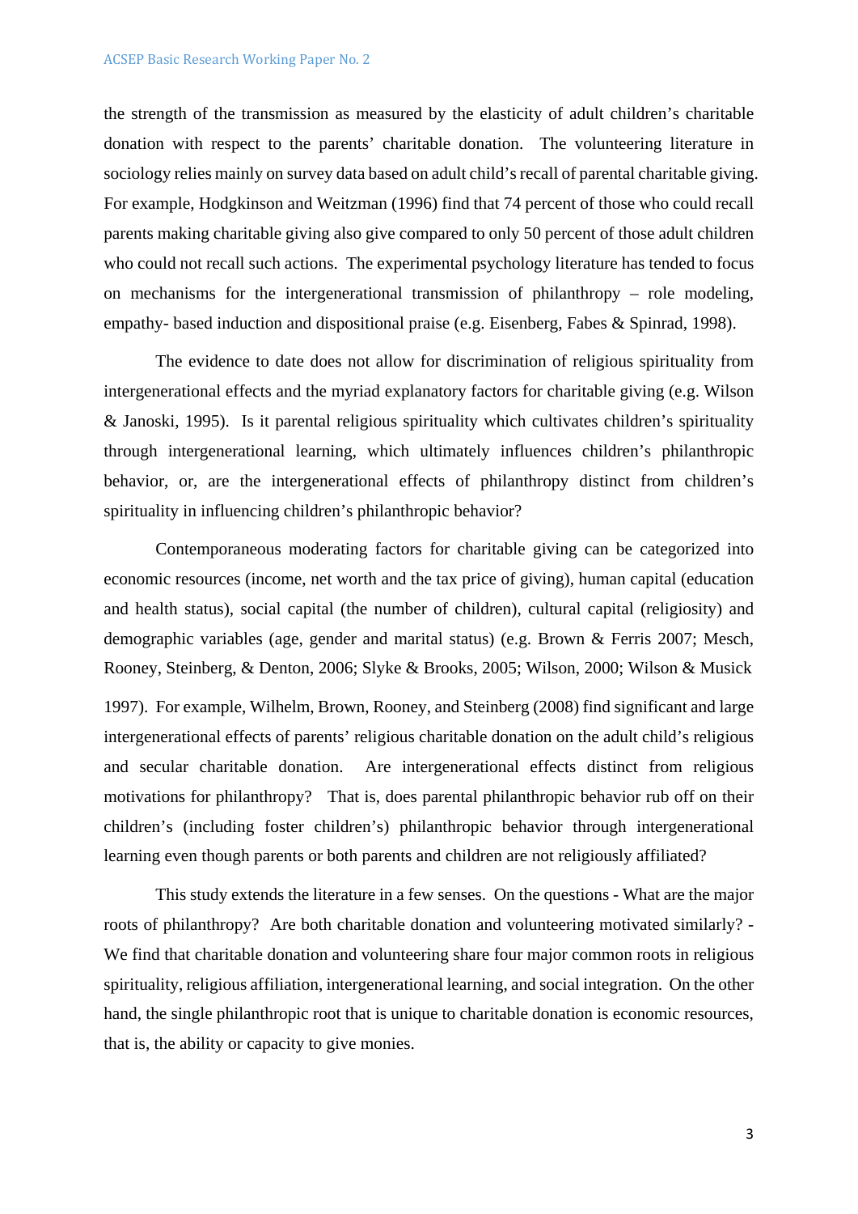the strength of the transmission as measured by the elasticity of adult children's charitable donation with respect to the parents' charitable donation. The volunteering literature in sociology relies mainly on survey data based on adult child's recall of parental charitable giving. For example, Hodgkinson and Weitzman (1996) find that 74 percent of those who could recall parents making charitable giving also give compared to only 50 percent of those adult children who could not recall such actions. The experimental psychology literature has tended to focus on mechanisms for the intergenerational transmission of philanthropy – role modeling, empathy- based induction and dispositional praise (e.g. Eisenberg, Fabes & Spinrad, 1998).

The evidence to date does not allow for discrimination of religious spirituality from intergenerational effects and the myriad explanatory factors for charitable giving (e.g. Wilson & Janoski, 1995). Is it parental religious spirituality which cultivates children's spirituality through intergenerational learning, which ultimately influences children's philanthropic behavior, or, are the intergenerational effects of philanthropy distinct from children's spirituality in influencing children's philanthropic behavior?

Contemporaneous moderating factors for charitable giving can be categorized into economic resources (income, net worth and the tax price of giving), human capital (education and health status), social capital (the number of children), cultural capital (religiosity) and demographic variables (age, gender and marital status) (e.g. Brown & Ferris 2007; Mesch, Rooney, Steinberg, & Denton, 2006; Slyke & Brooks, 2005; Wilson, 2000; Wilson & Musick 1997). For example, Wilhelm, Brown, Rooney, and Steinberg (2008) find significant and large intergenerational effects of parents' religious charitable donation on the adult child's religious and secular charitable donation. Are intergenerational effects distinct from religious motivations for philanthropy? That is, does parental philanthropic behavior rub off on their children's (including foster children's) philanthropic behavior through intergenerational learning even though parents or both parents and children are not religiously affiliated?

This study extends the literature in a few senses. On the questions - What are the major roots of philanthropy? Are both charitable donation and volunteering motivated similarly? - We find that charitable donation and volunteering share four major common roots in religious spirituality, religious affiliation, intergenerational learning, and social integration. On the other hand, the single philanthropic root that is unique to charitable donation is economic resources, that is, the ability or capacity to give monies.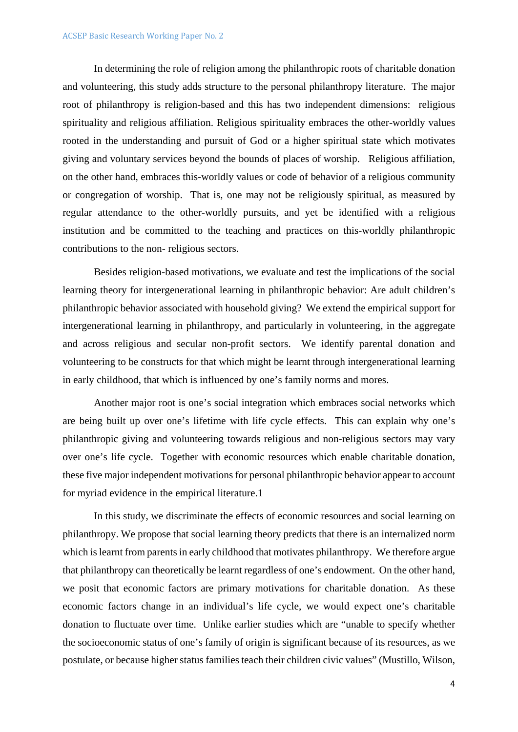In determining the role of religion among the philanthropic roots of charitable donation and volunteering, this study adds structure to the personal philanthropy literature. The major root of philanthropy is religion-based and this has two independent dimensions: religious spirituality and religious affiliation. Religious spirituality embraces the other-worldly values rooted in the understanding and pursuit of God or a higher spiritual state which motivates giving and voluntary services beyond the bounds of places of worship. Religious affiliation, on the other hand, embraces this-worldly values or code of behavior of a religious community or congregation of worship. That is, one may not be religiously spiritual, as measured by regular attendance to the other-worldly pursuits, and yet be identified with a religious institution and be committed to the teaching and practices on this-worldly philanthropic contributions to the non- religious sectors.

Besides religion-based motivations, we evaluate and test the implications of the social learning theory for intergenerational learning in philanthropic behavior: Are adult children's philanthropic behavior associated with household giving? We extend the empirical support for intergenerational learning in philanthropy, and particularly in volunteering, in the aggregate and across religious and secular non-profit sectors. We identify parental donation and volunteering to be constructs for that which might be learnt through intergenerational learning in early childhood, that which is influenced by one's family norms and mores.

Another major root is one's social integration which embraces social networks which are being built up over one's lifetime with life cycle effects. This can explain why one's philanthropic giving and volunteering towards religious and non-religious sectors may vary over one's life cycle. Together with economic resources which enable charitable donation, these five major independent motivations for personal philanthropic behavior appear to account for myriad evidence in the empirical literature.[1]

In this study, we discriminate the effects of economic resources and social learning on philanthropy. We propose that social learning theory predicts that there is an internalized norm which is learnt from parents in early childhood that motivates philanthropy. We therefore argue that philanthropy can theoretically be learnt regardless of one's endowment. On the other hand, we posit that economic factors are primary motivations for charitable donation. As these economic factors change in an individual's life cycle, we would expect one's charitable donation to fluctuate over time. Unlike earlier studies which are "unable to specify whether the socioeconomic status of one's family of origin is significant because of its resources, as we postulate, or because higher status families teach their children civic values" (Mustillo, Wilson,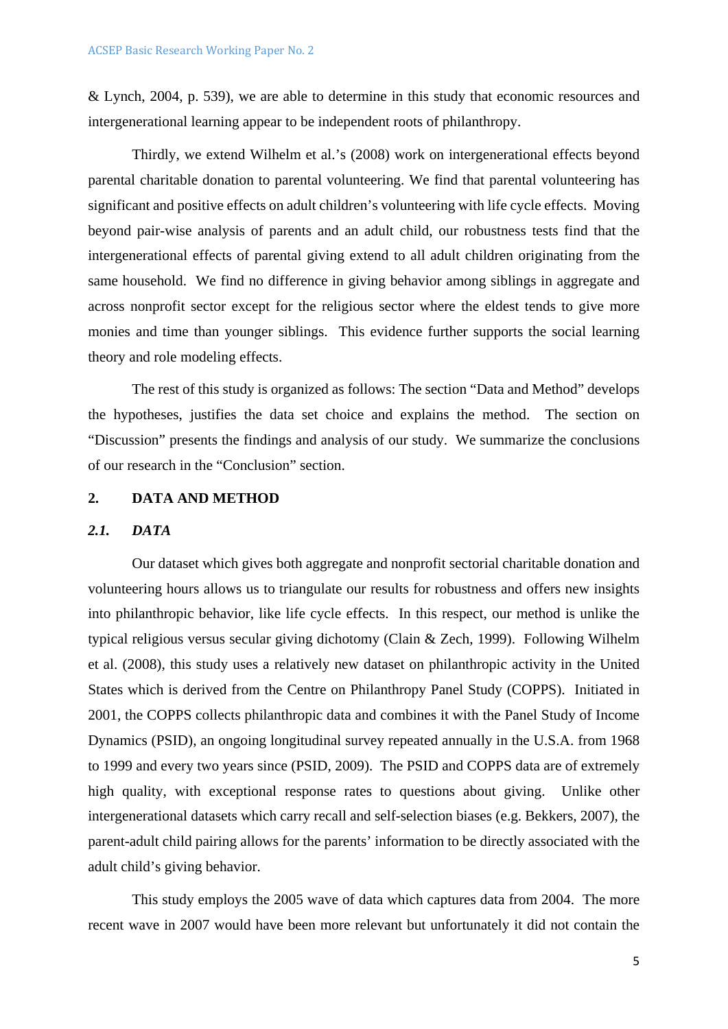& Lynch, 2004, p. 539), we are able to determine in this study that economic resources and intergenerational learning appear to be independent roots of philanthropy.

Thirdly, we extend Wilhelm et al.'s (2008) work on intergenerational effects beyond parental charitable donation to parental volunteering. We find that parental volunteering has significant and positive effects on adult children's volunteering with life cycle effects. Moving beyond pair-wise analysis of parents and an adult child, our robustness tests find that the intergenerational effects of parental giving extend to all adult children originating from the same household. We find no difference in giving behavior among siblings in aggregate and across nonprofit sector except for the religious sector where the eldest tends to give more monies and time than younger siblings. This evidence further supports the social learning theory and role modeling effects.

The rest of this study is organized as follows: The section "Data and Method" develops the hypotheses, justifies the data set choice and explains the method. The section on "Discussion" presents the findings and analysis of our study. We summarize the conclusions of our research in the "Conclusion" section.

## 2. DATA AND METHOD

### *2.1. DATA*

Our dataset which gives both aggregate and nonprofit sectorial charitable donation and volunteering hours allows us to triangulate our results for robustness and offers new insights into philanthropic behavior, like life cycle effects. In this respect, our method is unlike the typical religious versus secular giving dichotomy (Clain & Zech, 1999). Following Wilhelm et al. (2008), this study uses a relatively new dataset on philanthropic activity in the United States which is derived from the Centre on Philanthropy Panel Study (COPPS). Initiated in 2001, the COPPS collects philanthropic data and combines it with the Panel Study of Income Dynamics (PSID), an ongoing longitudinal survey repeated annually in the U.S.A. from 1968 to 1999 and every two years since (PSID, 2009). The PSID and COPPS data are of extremely high quality, with exceptional response rates to questions about giving. Unlike other intergenerational datasets which carry recall and self-selection biases (e.g. Bekkers, 2007), the parent-adult child pairing allows for the parents' information to be directly associated with the adult child's giving behavior.

This study employs the 2005 wave of data which captures data from 2004. The more recent wave in 2007 would have been more relevant but unfortunately it did not contain the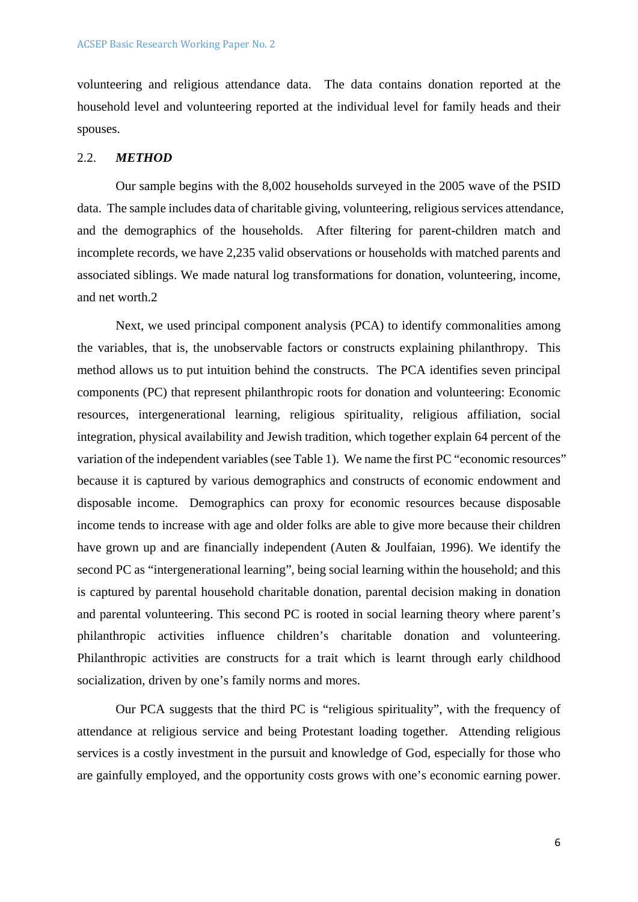volunteering and religious attendance data. The data contains donation reported at the household level and volunteering reported at the individual level for family heads and their spouses.

## 2.2. *METHOD*

Our sample begins with the 8,002 households surveyed in the 2005 wave of the PSID data. The sample includes data of charitable giving, volunteering, religious services attendance, and the demographics of the households. After filtering for parent-children match and incomplete records, we have 2,235 valid observations or households with matched parents and associated siblings. We made natural log transformations for donation, volunteering, income, and net worth.2

Next, we used principal component analysis (PCA) to identify commonalities among the variables, that is, the unobservable factors or constructs explaining philanthropy. This method allows us to put intuition behind the constructs. The PCA identifies seven principal components (PC) that represent philanthropic roots for donation and volunteering: Economic resources, intergenerational learning, religious spirituality, religious affiliation, social integration, physical availability and Jewish tradition, which together explain 64 percent of the variation of the independent variables (see Table 1). We name the first PC "economic resources" because it is captured by various demographics and constructs of economic endowment and disposable income. Demographics can proxy for economic resources because disposable income tends to increase with age and older folks are able to give more because their children have grown up and are financially independent (Auten & Joulfaian, 1996). We identify the second PC as "intergenerational learning", being social learning within the household; and this is captured by parental household charitable donation, parental decision making in donation and parental volunteering. This second PC is rooted in social learning theory where parent's philanthropic activities influence children's charitable donation and volunteering. Philanthropic activities are constructs for a trait which is learnt through early childhood socialization, driven by one's family norms and mores.

Our PCA suggests that the third PC is "religious spirituality", with the frequency of attendance at religious service and being Protestant loading together. Attending religious services is a costly investment in the pursuit and knowledge of God, especially for those who are gainfully employed, and the opportunity costs grows with one's economic earning power.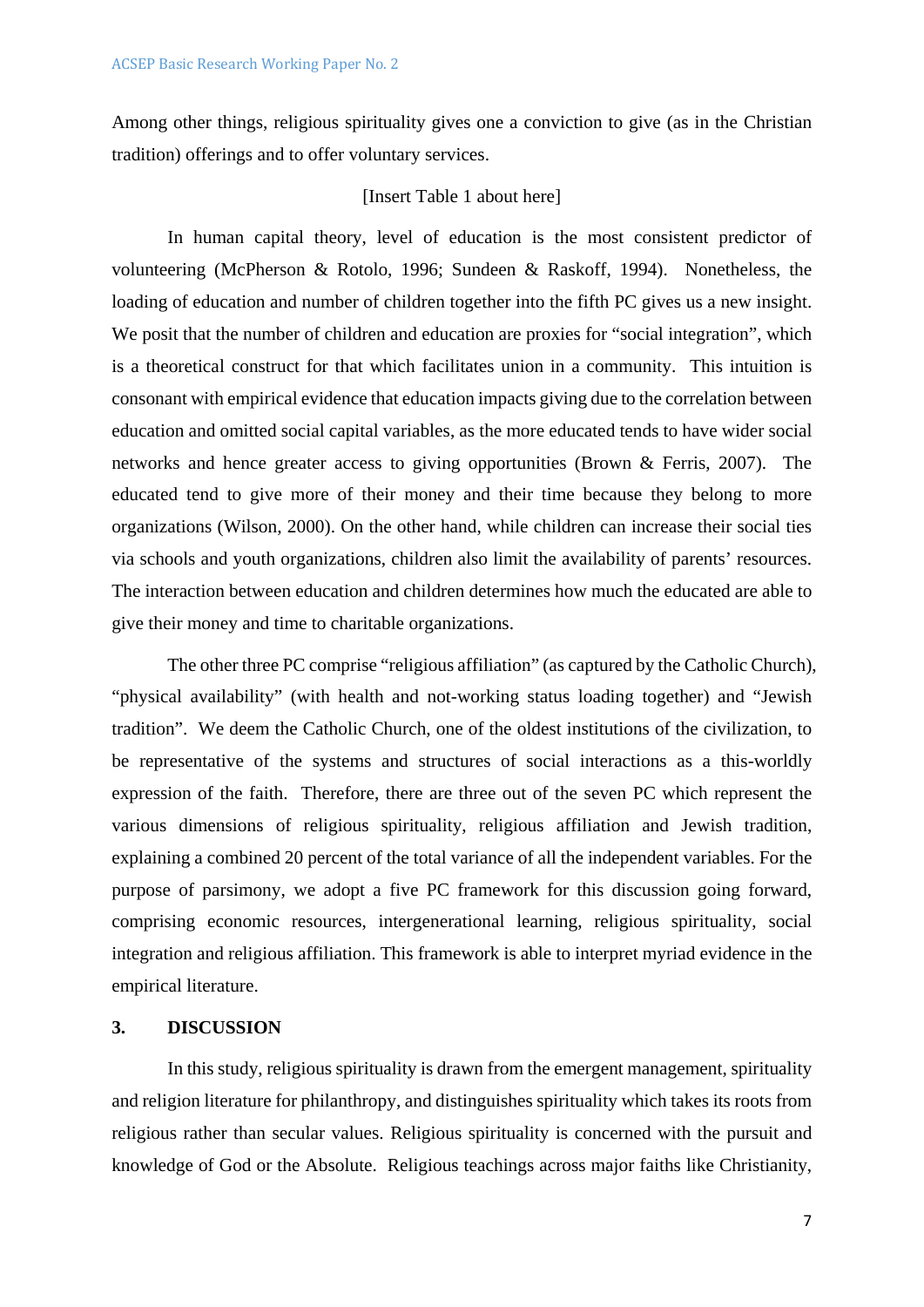Among other things, religious spirituality gives one a conviction to give (as in the Christian tradition) offerings and to offer voluntary services.

[Insert Table 1 about here]

In human capital theory, level of education is the most consistent predictor of volunteering (McPherson & Rotolo, 1996; Sundeen & Raskoff, 1994). Nonetheless, the loading of education and number of children together into the fifth PC gives us a new insight. We posit that the number of children and education are proxies for "social integration", which is a theoretical construct for that which facilitates union in a community. This intuition is consonant with empirical evidence that education impacts giving due to the correlation between education and omitted social capital variables, as the more educated tends to have wider social networks and hence greater access to giving opportunities (Brown & Ferris, 2007). The educated tend to give more of their money and their time because they belong to more organizations (Wilson, 2000). On the other hand, while children can increase their social ties via schools and youth organizations, children also limit the availability of parents' resources. The interaction between education and children determines how much the educated are able to give their money and time to charitable organizations.

The other three PC comprise "religious affiliation" (as captured by the Catholic Church), "physical availability" (with health and not-working status loading together) and "Jewish tradition". We deem the Catholic Church, one of the oldest institutions of the civilization, to be representative of the systems and structures of social interactions as a this-worldly expression of the faith. Therefore, there are three out of the seven PC which represent the various dimensions of religious spirituality, religious affiliation and Jewish tradition, explaining a combined 20 percent of the total variance of all the independent variables. For the purpose of parsimony, we adopt a five PC framework for this discussion going forward, comprising economic resources, intergenerational learning, religious spirituality, social integration and religious affiliation. This framework is able to interpret myriad evidence in the empirical literature.

## 3. DISCUSSION

In this study, religious spirituality is drawn from the emergent management, spirituality and religion literature for philanthropy, and distinguishes spirituality which takes its roots from religious rather than secular values. Religious spirituality is concerned with the pursuit and knowledge of God or the Absolute. Religious teachings across major faiths like Christianity,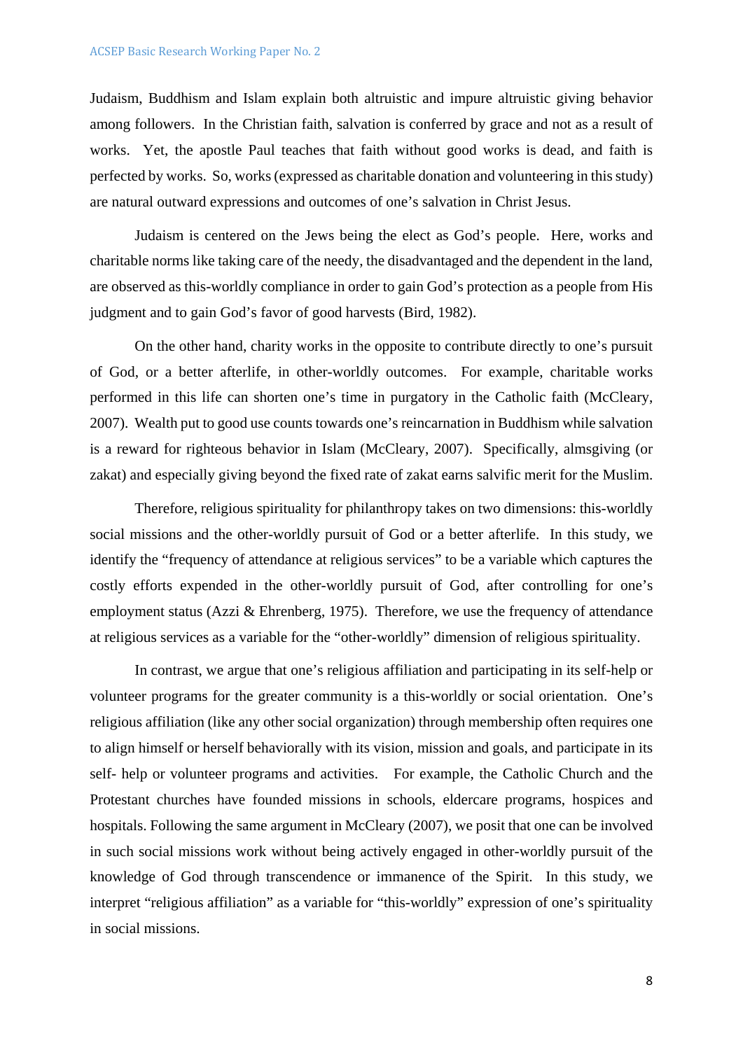Judaism, Buddhism and Islam explain both altruistic and impure altruistic giving behavior among followers. In the Christian faith, salvation is conferred by grace and not as a result of works. Yet, the apostle Paul teaches that faith without good works is dead, and faith is perfected by works. So, works (expressed as charitable donation and volunteering in this study) are natural outward expressions and outcomes of one's salvation in Christ Jesus.

Judaism is centered on the Jews being the elect as God's people. Here, works and charitable norms like taking care of the needy, the disadvantaged and the dependent in the land, are observed as this-worldly compliance in order to gain God's protection as a people from His judgment and to gain God's favor of good harvests (Bird, 1982).

On the other hand, charity works in the opposite to contribute directly to one's pursuit of God, or a better afterlife, in other-worldly outcomes. For example, charitable works performed in this life can shorten one's time in purgatory in the Catholic faith (McCleary, 2007). Wealth put to good use counts towards one's reincarnation in Buddhism while salvation is a reward for righteous behavior in Islam (McCleary, 2007). Specifically, almsgiving (or zakat) and especially giving beyond the fixed rate of zakat earns salvific merit for the Muslim.

Therefore, religious spirituality for philanthropy takes on two dimensions: this-worldly social missions and the other-worldly pursuit of God or a better afterlife. In this study, we identify the "frequency of attendance at religious services" to be a variable which captures the costly efforts expended in the other-worldly pursuit of God, after controlling for one's employment status (Azzi & Ehrenberg, 1975). Therefore, we use the frequency of attendance at religious services as a variable for the "other-worldly" dimension of religious spirituality.

In contrast, we argue that one's religious affiliation and participating in its self-help or volunteer programs for the greater community is a this-worldly or social orientation. One's religious affiliation (like any other social organization) through membership often requires one to align himself or herself behaviorally with its vision, mission and goals, and participate in its self- help or volunteer programs and activities. For example, the Catholic Church and the Protestant churches have founded missions in schools, eldercare programs, hospices and hospitals. Following the same argument in McCleary (2007), we posit that one can be involved in such social missions work without being actively engaged in other-worldly pursuit of the knowledge of God through transcendence or immanence of the Spirit. In this study, we interpret "religious affiliation" as a variable for "this-worldly" expression of one's spirituality in social missions.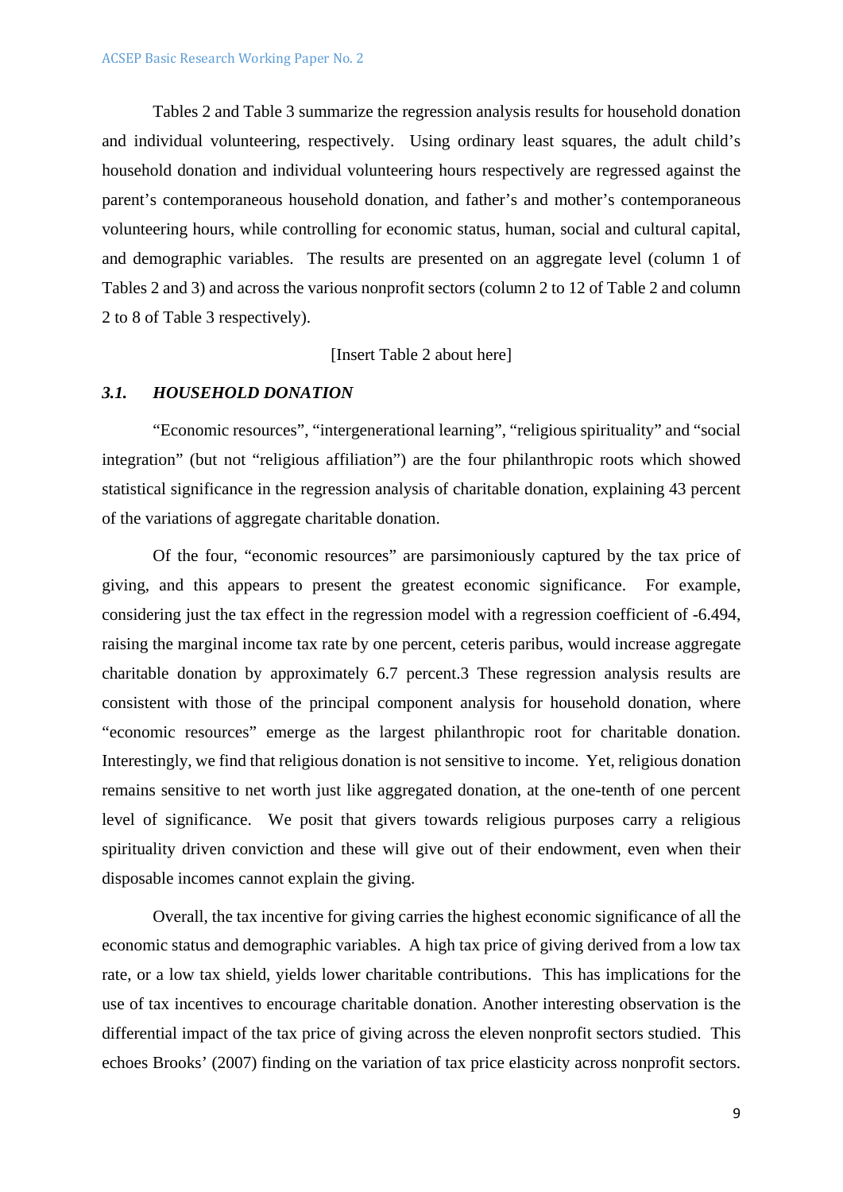Tables 2 and Table 3 summarize the regression analysis results for household donation and individual volunteering, respectively. Using ordinary least squares, the adult child's household donation and individual volunteering hours respectively are regressed against the parent's contemporaneous household donation, and father's and mother's contemporaneous volunteering hours, while controlling for economic status, human, social and cultural capital, and demographic variables. The results are presented on an aggregate level (column 1 of Tables 2 and 3) and across the various nonprofit sectors (column 2 to 12 of Table 2 and column 2 to 8 of Table 3 respectively).

[Insert Table 2 about here]

### *3.1. HOUSEHOLD DONATION*

"Economic resources", "intergenerational learning", "religious spirituality" and "social integration" (but not "religious affiliation") are the four philanthropic roots which showed statistical significance in the regression analysis of charitable donation, explaining 43 percent of the variations of aggregate charitable donation.

Of the four, "economic resources" are parsimoniously captured by the tax price of giving, and this appears to present the greatest economic significance. For example, considering just the tax effect in the regression model with a regression coefficient of -6.494, raising the marginal income tax rate by one percent, ceteris paribus, would increase aggregate charitable donation by approximately 6.7 percent.[3] These regression analysis results are consistent with those of the principal component analysis for household donation, where "economic resources" emerge as the largest philanthropic root for charitable donation. Interestingly, we find that religious donation is not sensitive to income. Yet, religious donation remains sensitive to net worth just like aggregated donation, at the one-tenth of one percent level of significance. We posit that givers towards religious purposes carry a religious spirituality driven conviction and these will give out of their endowment, even when their disposable incomes cannot explain the giving.

Overall, the tax incentive for giving carries the highest economic significance of all the economic status and demographic variables. A high tax price of giving derived from a low tax rate, or a low tax shield, yields lower charitable contributions. This has implications for the use of tax incentives to encourage charitable donation. Another interesting observation is the differential impact of the tax price of giving across the eleven nonprofit sectors studied. This echoes Brooks' (2007) finding on the variation of tax price elasticity across nonprofit sectors.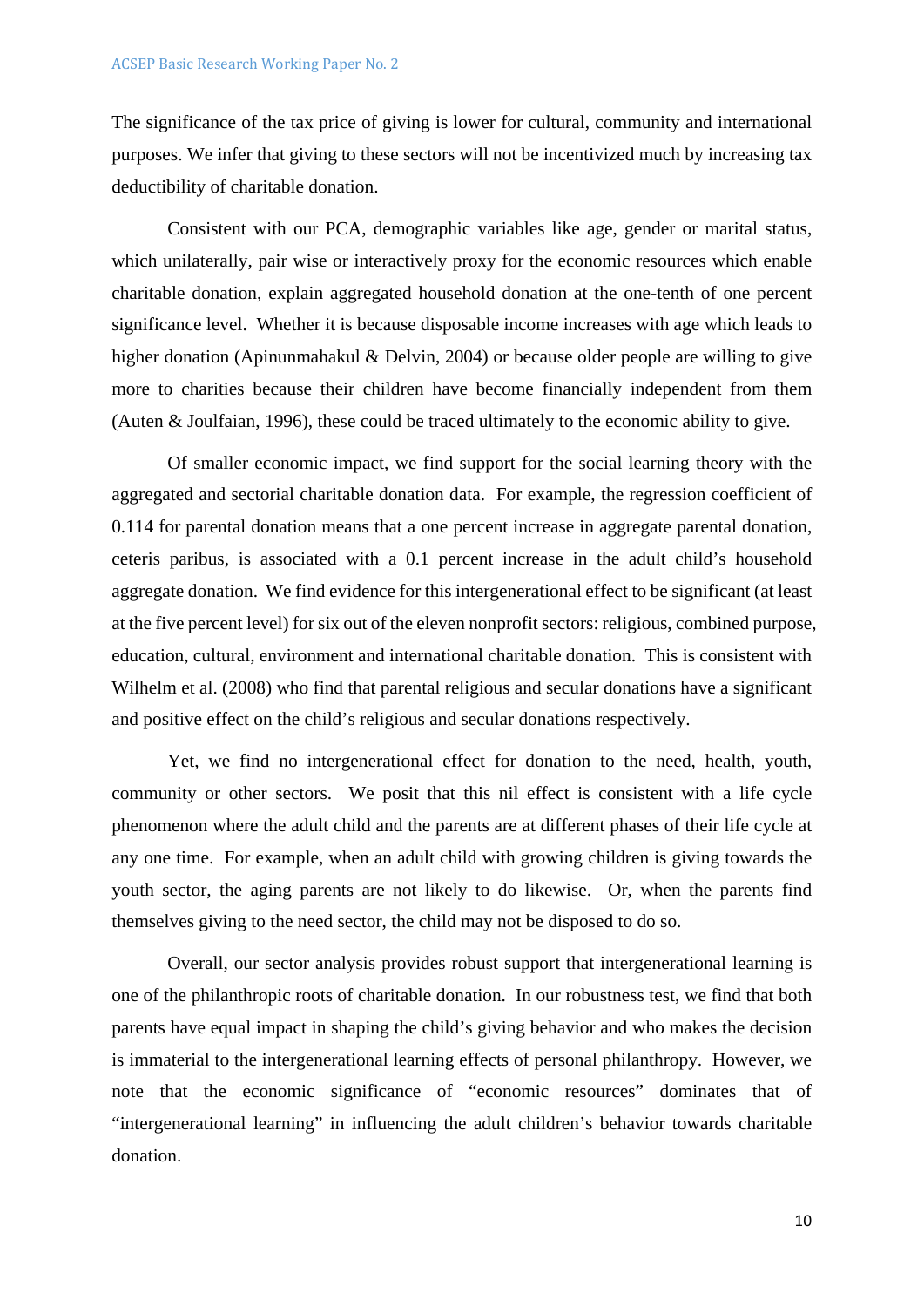The significance of the tax price of giving is lower for cultural, community and international purposes. We infer that giving to these sectors will not be incentivized much by increasing tax deductibility of charitable donation.

Consistent with our PCA, demographic variables like age, gender or marital status, which unilaterally, pair wise or interactively proxy for the economic resources which enable charitable donation, explain aggregated household donation at the one-tenth of one percent significance level. Whether it is because disposable income increases with age which leads to higher donation (Apinunmahakul & Delvin, 2004) or because older people are willing to give more to charities because their children have become financially independent from them (Auten & Joulfaian, 1996), these could be traced ultimately to the economic ability to give.

Of smaller economic impact, we find support for the social learning theory with the aggregated and sectorial charitable donation data. For example, the regression coefficient of 0.114 for parental donation means that a one percent increase in aggregate parental donation, ceteris paribus, is associated with a 0.1 percent increase in the adult child's household aggregate donation. We find evidence for this intergenerational effect to be significant (at least at the five percent level) for six out of the eleven nonprofit sectors: religious, combined purpose, education, cultural, environment and international charitable donation. This is consistent with Wilhelm et al. (2008) who find that parental religious and secular donations have a significant and positive effect on the child's religious and secular donations respectively.

Yet, we find no intergenerational effect for donation to the need, health, youth, community or other sectors. We posit that this nil effect is consistent with a life cycle phenomenon where the adult child and the parents are at different phases of their life cycle at any one time. For example, when an adult child with growing children is giving towards the youth sector, the aging parents are not likely to do likewise. Or, when the parents find themselves giving to the need sector, the child may not be disposed to do so.

Overall, our sector analysis provides robust support that intergenerational learning is one of the philanthropic roots of charitable donation. In our robustness test, we find that both parents have equal impact in shaping the child's giving behavior and who makes the decision is immaterial to the intergenerational learning effects of personal philanthropy. However, we note that the economic significance of "economic resources" dominates that of "intergenerational learning" in influencing the adult children's behavior towards charitable donation.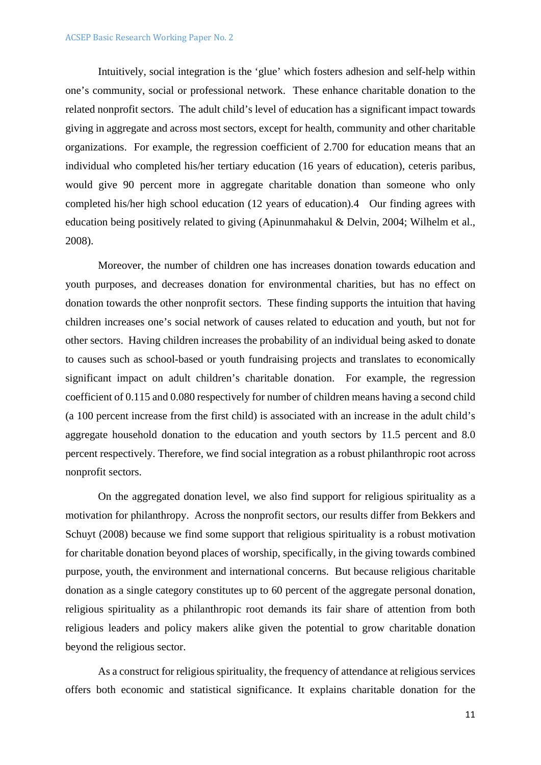Intuitively, social integration is the 'glue' which fosters adhesion and self-help within one's community, social or professional network. These enhance charitable donation to the related nonprofit sectors. The adult child's level of education has a significant impact towards giving in aggregate and across most sectors, except for health, community and other charitable organizations. For example, the regression coefficient of 2.700 for education means that an individual who completed his/her tertiary education (16 years of education), ceteris paribus, would give 90 percent more in aggregate charitable donation than someone who only completed his/her high school education (12 years of education).[4] Our finding agrees with education being positively related to giving (Apinunmahakul & Delvin, 2004; Wilhelm et al., 2008).

Moreover, the number of children one has increases donation towards education and youth purposes, and decreases donation for environmental charities, but has no effect on donation towards the other nonprofit sectors. These finding supports the intuition that having children increases one's social network of causes related to education and youth, but not for other sectors. Having children increases the probability of an individual being asked to donate to causes such as school-based or youth fundraising projects and translates to economically significant impact on adult children's charitable donation. For example, the regression coefficient of 0.115 and 0.080 respectively for number of children means having a second child (a 100 percent increase from the first child) is associated with an increase in the adult child's aggregate household donation to the education and youth sectors by 11.5 percent and 8.0 percent respectively. Therefore, we find social integration as a robust philanthropic root across nonprofit sectors.

On the aggregated donation level, we also find support for religious spirituality as a motivation for philanthropy. Across the nonprofit sectors, our results differ from Bekkers and Schuyt (2008) because we find some support that religious spirituality is a robust motivation for charitable donation beyond places of worship, specifically, in the giving towards combined purpose, youth, the environment and international concerns. But because religious charitable donation as a single category constitutes up to 60 percent of the aggregate personal donation, religious spirituality as a philanthropic root demands its fair share of attention from both religious leaders and policy makers alike given the potential to grow charitable donation beyond the religious sector.

As a construct for religious spirituality, the frequency of attendance at religious services offers both economic and statistical significance. It explains charitable donation for the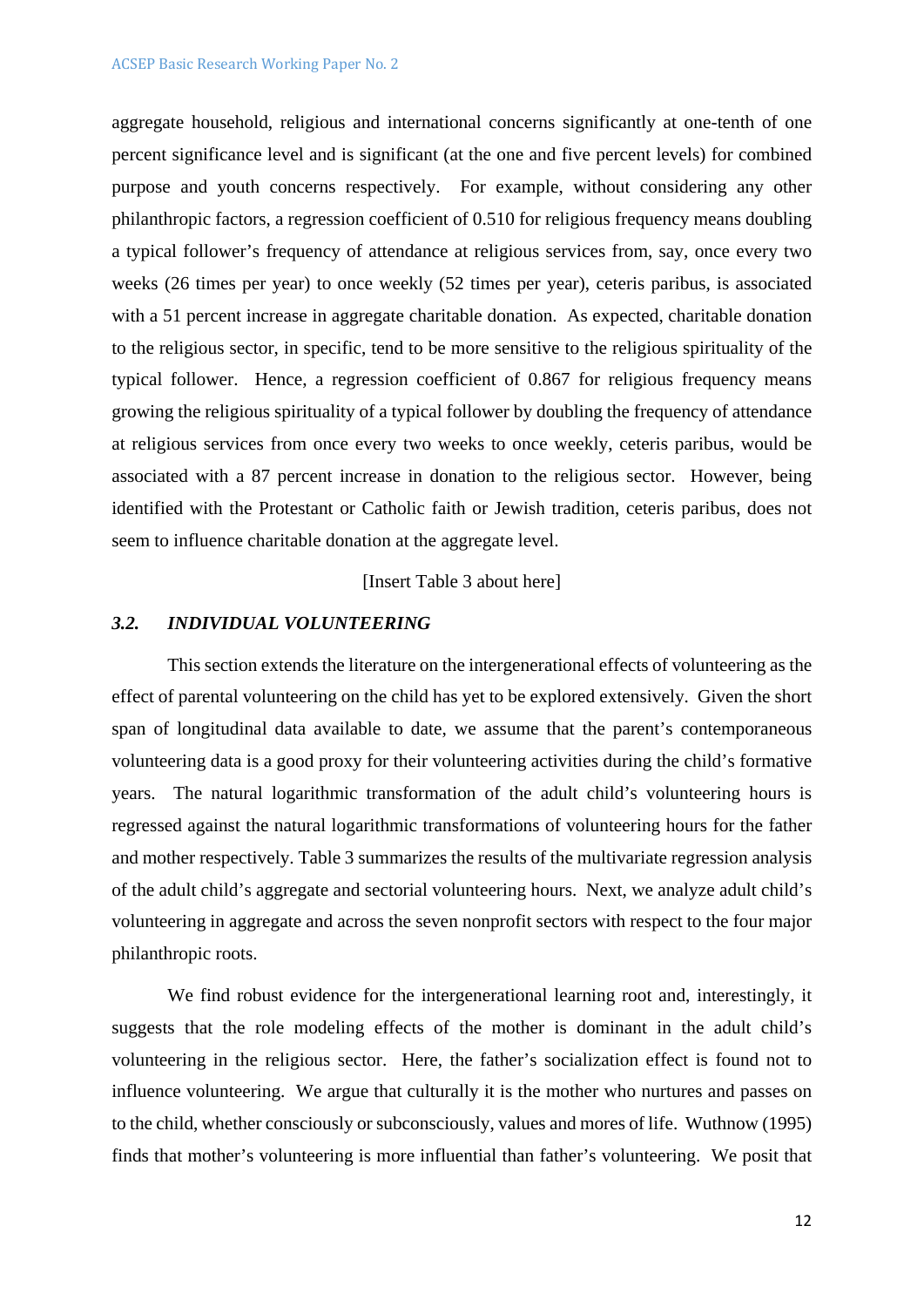aggregate household, religious and international concerns significantly at one-tenth of one percent significance level and is significant (at the one and five percent levels) for combined purpose and youth concerns respectively. For example, without considering any other philanthropic factors, a regression coefficient of 0.510 for religious frequency means doubling a typical follower's frequency of attendance at religious services from, say, once every two weeks (26 times per year) to once weekly (52 times per year), ceteris paribus, is associated with a 51 percent increase in aggregate charitable donation. As expected, charitable donation to the religious sector, in specific, tend to be more sensitive to the religious spirituality of the typical follower. Hence, a regression coefficient of 0.867 for religious frequency means growing the religious spirituality of a typical follower by doubling the frequency of attendance at religious services from once every two weeks to once weekly, ceteris paribus, would be associated with a 87 percent increase in donation to the religious sector. However, being identified with the Protestant or Catholic faith or Jewish tradition, ceteris paribus, does not seem to influence charitable donation at the aggregate level.

[Insert Table 3 about here]

### *3.2. INDIVIDUAL VOLUNTEERING*

This section extends the literature on the intergenerational effects of volunteering as the effect of parental volunteering on the child has yet to be explored extensively. Given the short span of longitudinal data available to date, we assume that the parent's contemporaneous volunteering data is a good proxy for their volunteering activities during the child's formative years. The natural logarithmic transformation of the adult child's volunteering hours is regressed against the natural logarithmic transformations of volunteering hours for the father and mother respectively. Table 3 summarizes the results of the multivariate regression analysis of the adult child's aggregate and sectorial volunteering hours. Next, we analyze adult child's volunteering in aggregate and across the seven nonprofit sectors with respect to the four major philanthropic roots.

We find robust evidence for the intergenerational learning root and, interestingly, it suggests that the role modeling effects of the mother is dominant in the adult child's volunteering in the religious sector. Here, the father's socialization effect is found not to influence volunteering. We argue that culturally it is the mother who nurtures and passes on to the child, whether consciously or subconsciously, values and mores of life. Wuthnow (1995) finds that mother's volunteering is more influential than father's volunteering. We posit that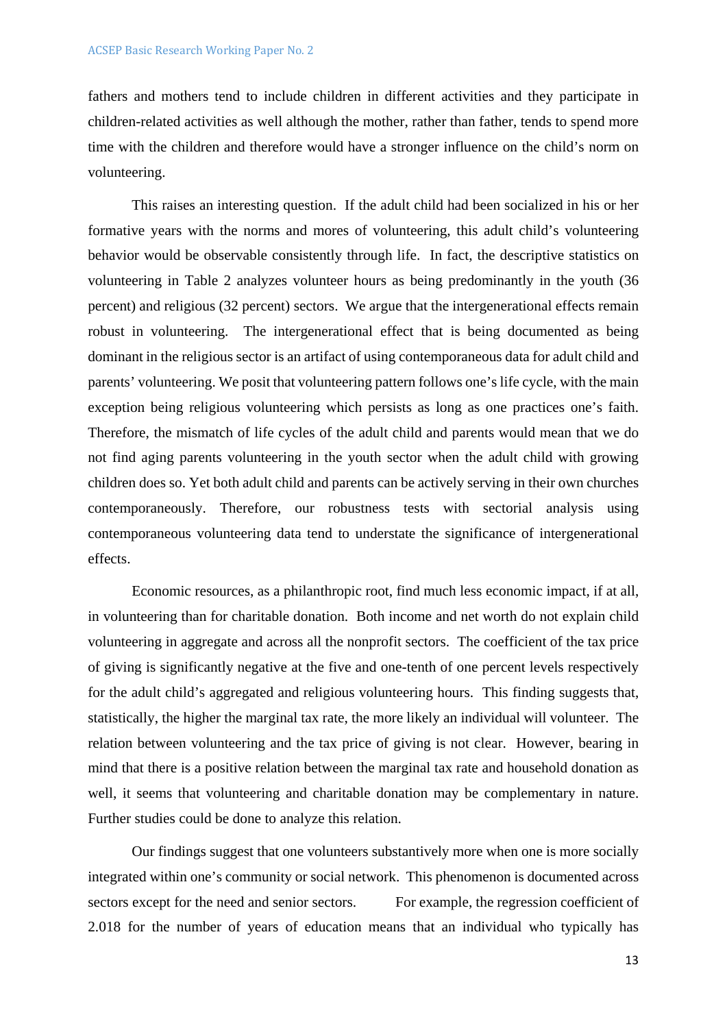fathers and mothers tend to include children in different activities and they participate in children-related activities as well although the mother, rather than father, tends to spend more time with the children and therefore would have a stronger influence on the child's norm on volunteering.

This raises an interesting question. If the adult child had been socialized in his or her formative years with the norms and mores of volunteering, this adult child's volunteering behavior would be observable consistently through life. In fact, the descriptive statistics on volunteering in Table 2 analyzes volunteer hours as being predominantly in the youth (36 percent) and religious (32 percent) sectors. We argue that the intergenerational effects remain robust in volunteering. The intergenerational effect that is being documented as being dominant in the religious sector is an artifact of using contemporaneous data for adult child and parents' volunteering. We posit that volunteering pattern follows one's life cycle, with the main exception being religious volunteering which persists as long as one practices one's faith. Therefore, the mismatch of life cycles of the adult child and parents would mean that we do not find aging parents volunteering in the youth sector when the adult child with growing children does so. Yet both adult child and parents can be actively serving in their own churches contemporaneously. Therefore, our robustness tests with sectorial analysis using contemporaneous volunteering data tend to understate the significance of intergenerational effects.

Economic resources, as a philanthropic root, find much less economic impact, if at all, in volunteering than for charitable donation. Both income and net worth do not explain child volunteering in aggregate and across all the nonprofit sectors. The coefficient of the tax price of giving is significantly negative at the five and one-tenth of one percent levels respectively for the adult child's aggregated and religious volunteering hours. This finding suggests that, statistically, the higher the marginal tax rate, the more likely an individual will volunteer. The relation between volunteering and the tax price of giving is not clear. However, bearing in mind that there is a positive relation between the marginal tax rate and household donation as well, it seems that volunteering and charitable donation may be complementary in nature. Further studies could be done to analyze this relation.

Our findings suggest that one volunteers substantively more when one is more socially integrated within one's community or social network. This phenomenon is documented across sectors except for the need and senior sectors. For example, the regression coefficient of 2.018 for the number of years of education means that an individual who typically has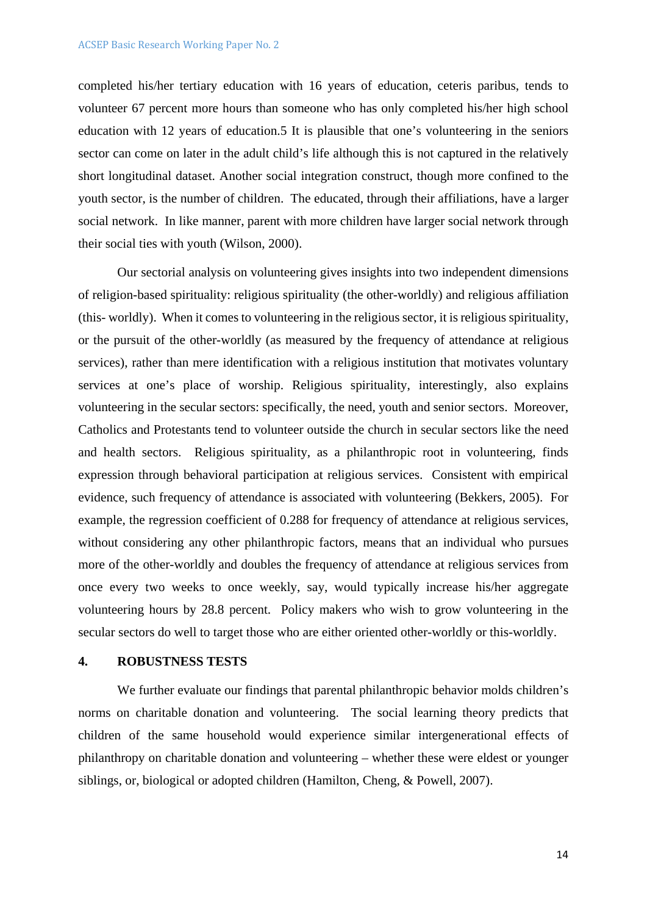completed his/her tertiary education with 16 years of education, ceteris paribus, tends to volunteer 67 percent more hours than someone who has only completed his/her high school education with 12 years of education.5 It is plausible that one's volunteering in the seniors sector can come on later in the adult child's life although this is not captured in the relatively short longitudinal dataset. Another social integration construct, though more confined to the youth sector, is the number of children. The educated, through their affiliations, have a larger social network. In like manner, parent with more children have larger social network through their social ties with youth (Wilson, 2000).

Our sectorial analysis on volunteering gives insights into two independent dimensions of religion-based spirituality: religious spirituality (the other-worldly) and religious affiliation (this- worldly). When it comes to volunteering in the religious sector, it is religious spirituality, or the pursuit of the other-worldly (as measured by the frequency of attendance at religious services), rather than mere identification with a religious institution that motivates voluntary services at one's place of worship. Religious spirituality, interestingly, also explains volunteering in the secular sectors: specifically, the need, youth and senior sectors. Moreover, Catholics and Protestants tend to volunteer outside the church in secular sectors like the need and health sectors. Religious spirituality, as a philanthropic root in volunteering, finds expression through behavioral participation at religious services. Consistent with empirical evidence, such frequency of attendance is associated with volunteering (Bekkers, 2005). For example, the regression coefficient of 0.288 for frequency of attendance at religious services, without considering any other philanthropic factors, means that an individual who pursues more of the other-worldly and doubles the frequency of attendance at religious services from once every two weeks to once weekly, say, would typically increase his/her aggregate volunteering hours by 28.8 percent. Policy makers who wish to grow volunteering in the secular sectors do well to target those who are either oriented other-worldly or this-worldly.

## 4. ROBUSTNESS TESTS

We further evaluate our findings that parental philanthropic behavior molds children's norms on charitable donation and volunteering. The social learning theory predicts that children of the same household would experience similar intergenerational effects of philanthropy on charitable donation and volunteering – whether these were eldest or younger siblings, or, biological or adopted children (Hamilton, Cheng, & Powell, 2007).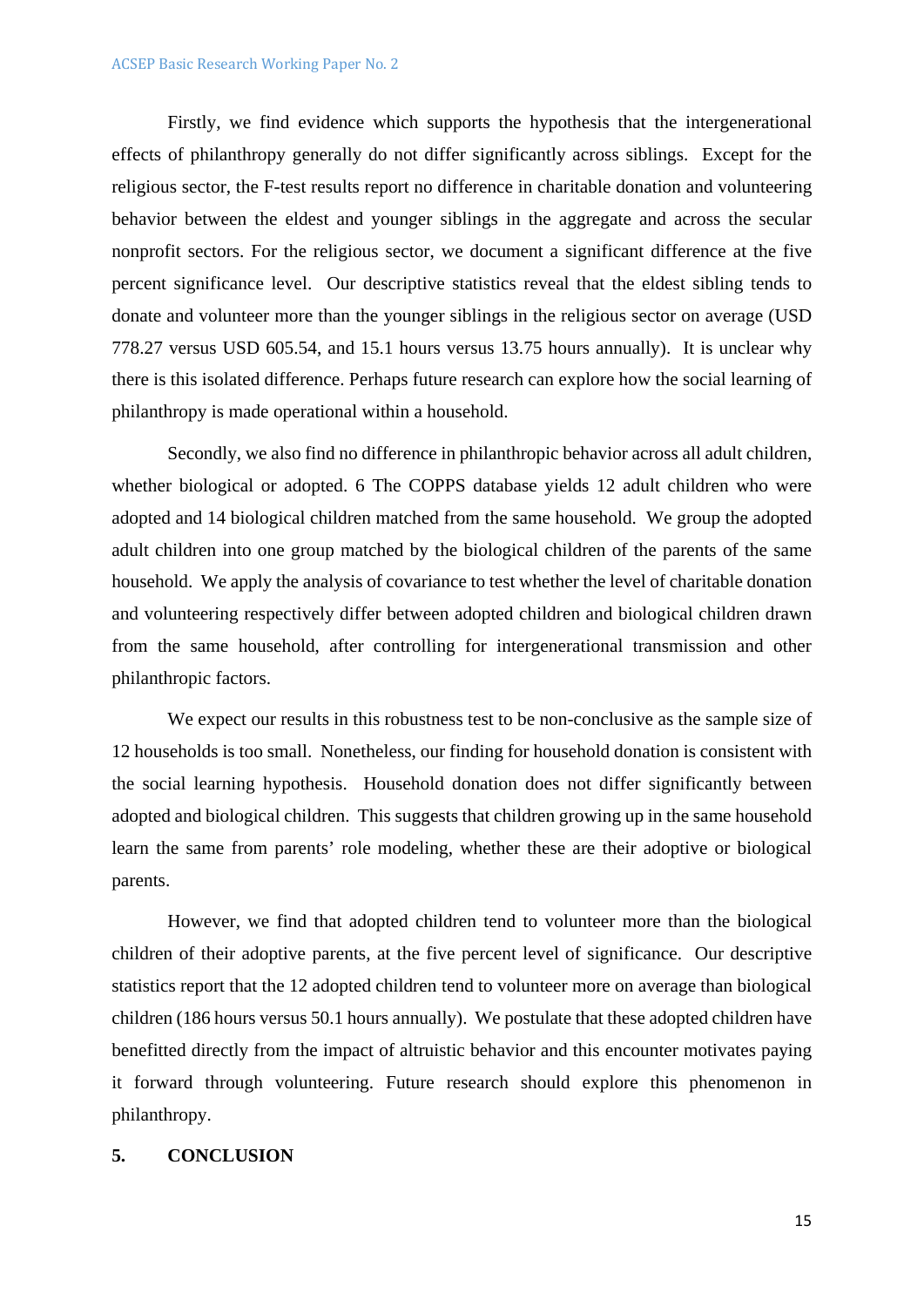Firstly, we find evidence which supports the hypothesis that the intergenerational effects of philanthropy generally do not differ significantly across siblings. Except for the religious sector, the F-test results report no difference in charitable donation and volunteering behavior between the eldest and younger siblings in the aggregate and across the secular nonprofit sectors. For the religious sector, we document a significant difference at the five percent significance level. Our descriptive statistics reveal that the eldest sibling tends to donate and volunteer more than the younger siblings in the religious sector on average (USD 778.27 versus USD 605.54, and 15.1 hours versus 13.75 hours annually). It is unclear why there is this isolated difference. Perhaps future research can explore how the social learning of philanthropy is made operational within a household.

Secondly, we also find no difference in philanthropic behavior across all adult children, whether biological or adopted. 6 The COPPS database yields 12 adult children who were adopted and 14 biological children matched from the same household. We group the adopted adult children into one group matched by the biological children of the parents of the same household. We apply the analysis of covariance to test whether the level of charitable donation and volunteering respectively differ between adopted children and biological children drawn from the same household, after controlling for intergenerational transmission and other philanthropic factors.

We expect our results in this robustness test to be non-conclusive as the sample size of 12 households is too small. Nonetheless, our finding for household donation is consistent with the social learning hypothesis. Household donation does not differ significantly between adopted and biological children. This suggests that children growing up in the same household learn the same from parents' role modeling, whether these are their adoptive or biological parents.

However, we find that adopted children tend to volunteer more than the biological children of their adoptive parents, at the five percent level of significance. Our descriptive statistics report that the 12 adopted children tend to volunteer more on average than biological children (186 hours versus 50.1 hours annually). We postulate that these adopted children have benefitted directly from the impact of altruistic behavior and this encounter motivates paying it forward through volunteering. Future research should explore this phenomenon in philanthropy.

## 5. CONCLUSION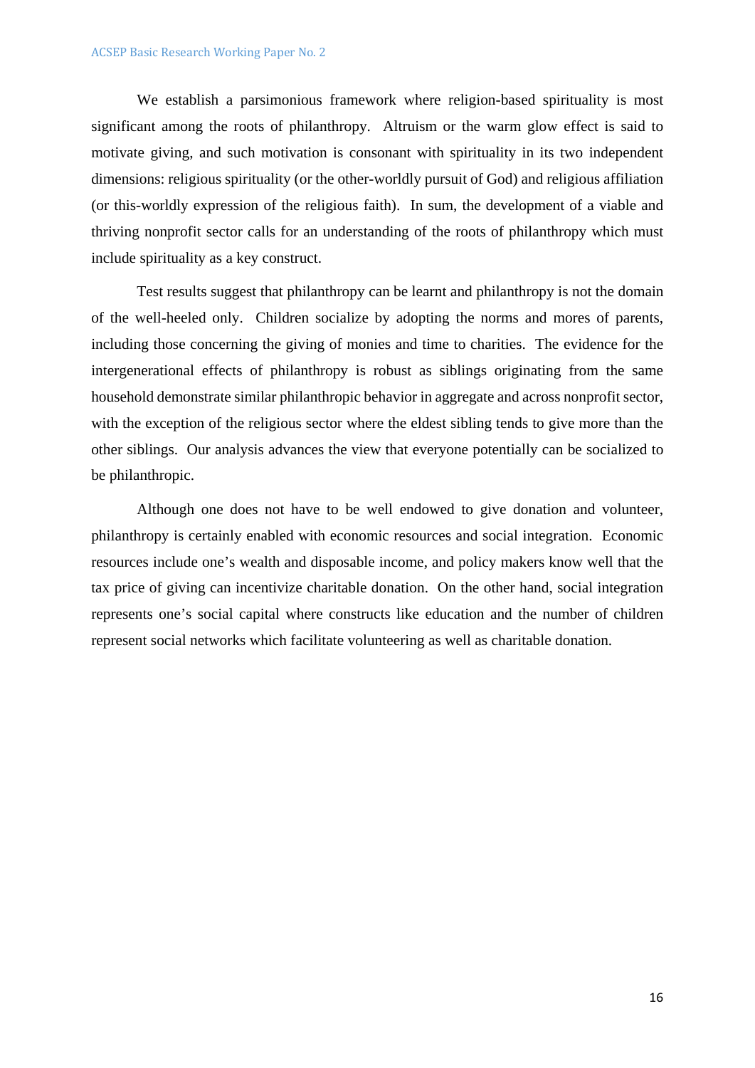We establish a parsimonious framework where religion-based spirituality is most significant among the roots of philanthropy. Altruism or the warm glow effect is said to motivate giving, and such motivation is consonant with spirituality in its two independent dimensions: religious spirituality (or the other-worldly pursuit of God) and religious affiliation (or this-worldly expression of the religious faith). In sum, the development of a viable and thriving nonprofit sector calls for an understanding of the roots of philanthropy which must include spirituality as a key construct.

Test results suggest that philanthropy can be learnt and philanthropy is not the domain of the well-heeled only. Children socialize by adopting the norms and mores of parents, including those concerning the giving of monies and time to charities. The evidence for the intergenerational effects of philanthropy is robust as siblings originating from the same household demonstrate similar philanthropic behavior in aggregate and across nonprofit sector, with the exception of the religious sector where the eldest sibling tends to give more than the other siblings. Our analysis advances the view that everyone potentially can be socialized to be philanthropic.

Although one does not have to be well endowed to give donation and volunteer, philanthropy is certainly enabled with economic resources and social integration. Economic resources include one's wealth and disposable income, and policy makers know well that the tax price of giving can incentivize charitable donation. On the other hand, social integration represents one's social capital where constructs like education and the number of children represent social networks which facilitate volunteering as well as charitable donation.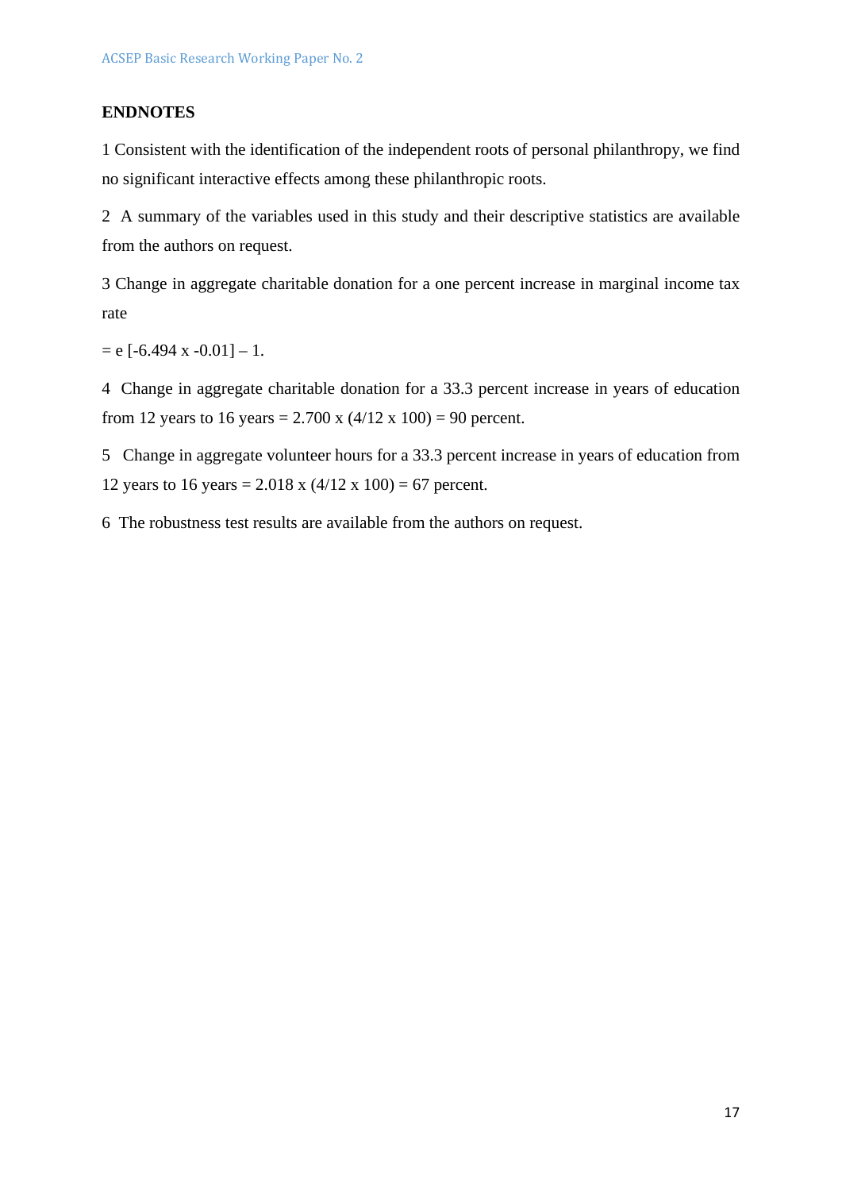**ENDNOTES**

1 Consistent with the identification of the independent roots of personal philanthropy, we find no significant interactive effects among these philanthropic roots.

2 A summary of the variables used in this study and their descriptive statistics are available from the authors on request.

3 Change in aggregate charitable donation for a one percent increase in marginal income tax rate

= e [-6.494 x -0.01] – 1.

4 Change in aggregate charitable donation for a 33.3 percent increase in years of education from 12 years to 16 years = 2.700 x (4/12 x 100) = 90 percent.

5 Change in aggregate volunteer hours for a 33.3 percent increase in years of education from 12 years to 16 years = 2.018 x (4/12 x 100) = 67 percent.

6 The robustness test results are available from the authors on request.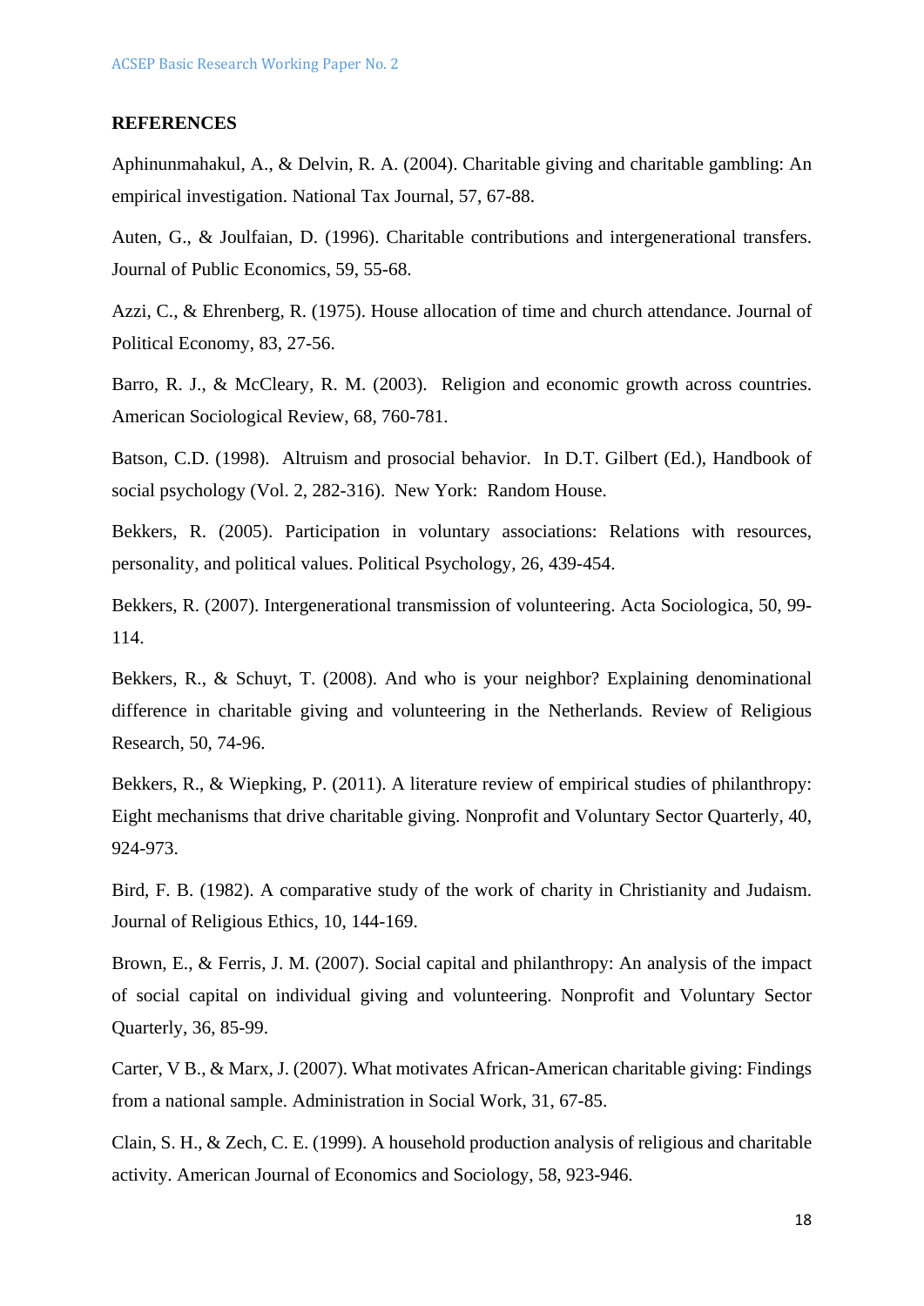## REFERENCES

Aphinunmahakul, A., & Delvin, R. A. (2004). Charitable giving and charitable gambling: An empirical investigation. National Tax Journal, 57, 67-88.

Auten, G., & Joulfaian, D. (1996). Charitable contributions and intergenerational transfers. Journal of Public Economics, 59, 55-68.

Azzi, C., & Ehrenberg, R. (1975). House allocation of time and church attendance. Journal of Political Economy, 83, 27-56.

Barro, R. J., & McCleary, R. M. (2003). Religion and economic growth across countries. American Sociological Review, 68, 760-781.

Batson, C.D. (1998). Altruism and prosocial behavior. In D.T. Gilbert (Ed.), Handbook of social psychology (Vol. 2, 282-316). New York: Random House.

Bekkers, R. (2005). Participation in voluntary associations: Relations with resources, personality, and political values. Political Psychology, 26, 439-454.

Bekkers, R. (2007). Intergenerational transmission of volunteering. Acta Sociologica, 50, 99-114.

Bekkers, R., & Schuyt, T. (2008). And who is your neighbor? Explaining denominational difference in charitable giving and volunteering in the Netherlands. Review of Religious Research, 50, 74-96.

Bekkers, R., & Wiepking, P. (2011). A literature review of empirical studies of philanthropy: Eight mechanisms that drive charitable giving. Nonprofit and Voluntary Sector Quarterly, 40, 924-973.

Bird, F. B. (1982). A comparative study of the work of charity in Christianity and Judaism. Journal of Religious Ethics, 10, 144-169.

Brown, E., & Ferris, J. M. (2007). Social capital and philanthropy: An analysis of the impact of social capital on individual giving and volunteering. Nonprofit and Voluntary Sector Quarterly, 36, 85-99.

Carter, V B., & Marx, J. (2007). What motivates African-American charitable giving: Findings from a national sample. Administration in Social Work, 31, 67-85.

Clain, S. H., & Zech, C. E. (1999). A household production analysis of religious and charitable activity. American Journal of Economics and Sociology, 58, 923-946.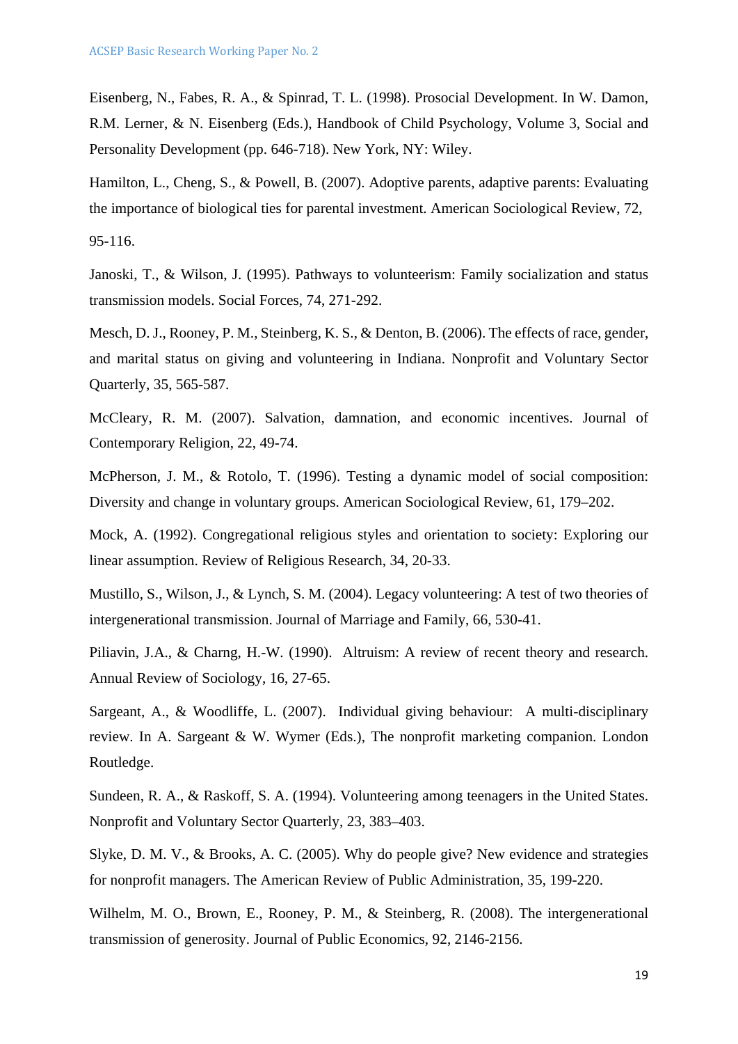Eisenberg, N., Fabes, R. A., & Spinrad, T. L. (1998). Prosocial Development. In W. Damon, R.M. Lerner, & N. Eisenberg (Eds.), Handbook of Child Psychology, Volume 3, Social and Personality Development (pp. 646-718). New York, NY: Wiley.

Hamilton, L., Cheng, S., & Powell, B. (2007). Adoptive parents, adaptive parents: Evaluating the importance of biological ties for parental investment. American Sociological Review, 72, 95-116.

Janoski, T., & Wilson, J. (1995). Pathways to volunteerism: Family socialization and status transmission models. Social Forces, 74, 271-292.

Mesch, D. J., Rooney, P. M., Steinberg, K. S., & Denton, B. (2006). The effects of race, gender, and marital status on giving and volunteering in Indiana. Nonprofit and Voluntary Sector Quarterly, 35, 565-587.

McCleary, R. M. (2007). Salvation, damnation, and economic incentives. Journal of Contemporary Religion, 22, 49-74.

McPherson, J. M., & Rotolo, T. (1996). Testing a dynamic model of social composition: Diversity and change in voluntary groups. American Sociological Review, 61, 179–202.

Mock, A. (1992). Congregational religious styles and orientation to society: Exploring our linear assumption. Review of Religious Research, 34, 20-33.

Mustillo, S., Wilson, J., & Lynch, S. M. (2004). Legacy volunteering: A test of two theories of intergenerational transmission. Journal of Marriage and Family, 66, 530-41.

Piliavin, J.A., & Charng, H.-W. (1990). Altruism: A review of recent theory and research. Annual Review of Sociology, 16, 27-65.

Sargeant, A., & Woodliffe, L. (2007). Individual giving behaviour: A multi-disciplinary review. In A. Sargeant & W. Wymer (Eds.), The nonprofit marketing companion. London Routledge.

Sundeen, R. A., & Raskoff, S. A. (1994). Volunteering among teenagers in the United States. Nonprofit and Voluntary Sector Quarterly, 23, 383–403.

Slyke, D. M. V., & Brooks, A. C. (2005). Why do people give? New evidence and strategies for nonprofit managers. The American Review of Public Administration, 35, 199-220.

Wilhelm, M. O., Brown, E., Rooney, P. M., & Steinberg, R. (2008). The intergenerational transmission of generosity. Journal of Public Economics, 92, 2146-2156.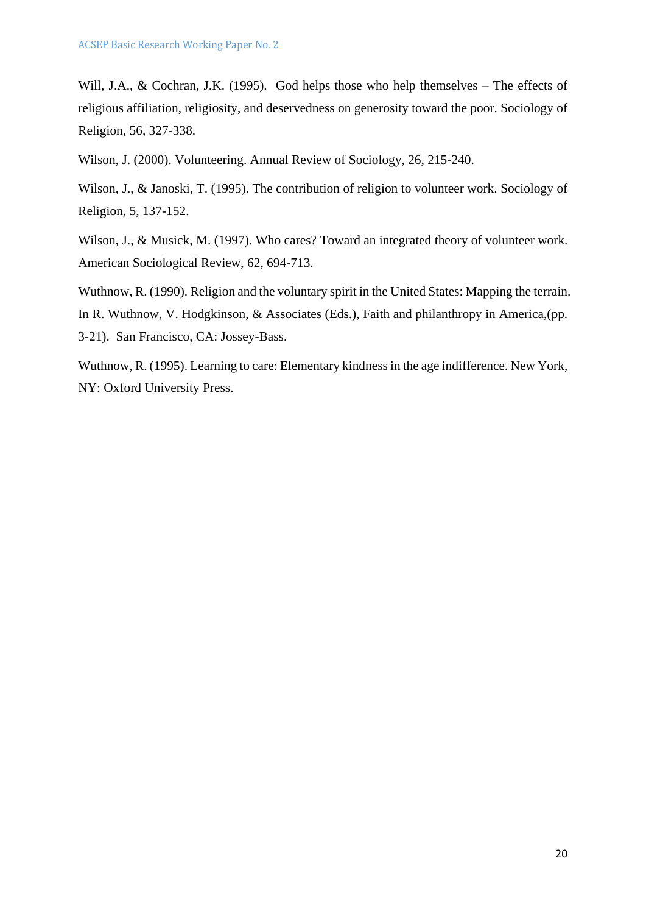Will, J.A., & Cochran, J.K. (1995). God helps those who help themselves – The effects of religious affiliation, religiosity, and deservedness on generosity toward the poor. Sociology of Religion, 56, 327-338.

Wilson, J. (2000). Volunteering. Annual Review of Sociology, 26, 215-240.

Wilson, J., & Janoski, T. (1995). The contribution of religion to volunteer work. Sociology of Religion, 5, 137-152.

Wilson, J., & Musick, M. (1997). Who cares? Toward an integrated theory of volunteer work. American Sociological Review, 62, 694-713.

Wuthnow, R. (1990). Religion and the voluntary spirit in the United States: Mapping the terrain. In R. Wuthnow, V. Hodgkinson, & Associates (Eds.), Faith and philanthropy in America,(pp. 3-21). San Francisco, CA: Jossey-Bass.

Wuthnow, R. (1995). Learning to care: Elementary kindness in the age indifference. New York, NY: Oxford University Press.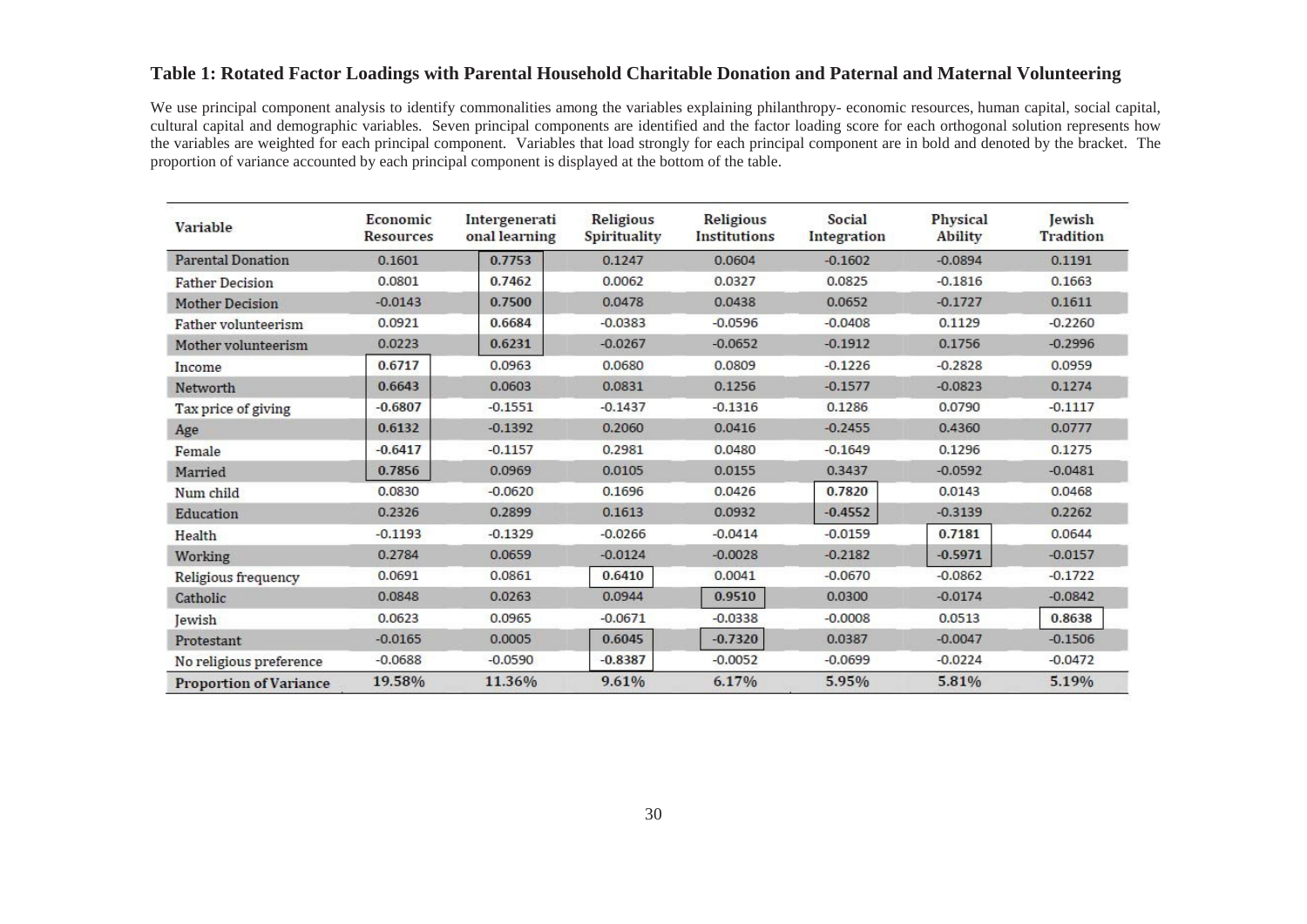### Table 1: Rotated Factor Loadings with Parental Household Charitable Donation and Paternal and Maternal Volunteering

We use principal component analysis to identify commonalities among the variables explaining philanthropy- economic resources, human capital, social capital, cultural capital and demographic variables. Seven principal components are identified and the factor loading score for each orthogonal solution represents how the variables are weighted for each principal component. Variables that load strongly for each principal component are in bold and denoted by the bracket. The proportion of variance accounted by each principal component is displayed at the bottom of the table.

| Variable | Economic Resources | Intergenerational learning | Religious Spirituality | Religious Institutions | Social Integration | Physical Ability | Jewish Tradition |
|---|---|---|---|---|---|---|---|
| Parental Donation | 0.1601 | **0.7753** | 0.1247 | 0.0604 | -0.1602 | -0.0894 | 0.1191 |
| Father Decision | 0.0801 | **0.7462** | 0.0062 | 0.0327 | 0.0825 | -0.1816 | 0.1663 |
| Mother Decision | -0.0143 | **0.7500** | 0.0478 | 0.0438 | 0.0652 | -0.1727 | 0.1611 |
| Father volunteerism | 0.0921 | **0.6684** | -0.0383 | -0.0596 | -0.0408 | 0.1129 | -0.2260 |
| Mother volunteerism | 0.0223 | **0.6231** | -0.0267 | -0.0652 | -0.1912 | 0.1756 | -0.2996 |
| Income | **0.6717** | 0.0963 | 0.0680 | 0.0809 | -0.1226 | -0.2828 | 0.0959 |
| Networth | **0.6643** | 0.0603 | 0.0831 | 0.1256 | -0.1577 | -0.0823 | 0.1274 |
| Tax price of giving | **-0.6807** | -0.1551 | -0.1437 | -0.1316 | 0.1286 | 0.0790 | -0.1117 |
| Age | **0.6132** | -0.1392 | 0.2060 | 0.0416 | -0.2455 | 0.4360 | 0.0777 |
| Female | **-0.6417** | -0.1157 | 0.2981 | 0.0480 | -0.1649 | 0.1296 | 0.1275 |
| Married | **0.7856** | 0.0969 | 0.0105 | 0.0155 | 0.3437 | -0.0592 | -0.0481 |
| Num child | 0.0830 | -0.0620 | 0.1696 | 0.0426 | **0.7820** | 0.0143 | 0.0468 |
| Education | 0.2326 | 0.2899 | 0.1613 | 0.0932 | **-0.4552** | -0.3139 | 0.2262 |
| Health | -0.1193 | -0.1329 | -0.0266 | -0.0414 | -0.0159 | **0.7181** | 0.0644 |
| Working | 0.2784 | 0.0659 | -0.0124 | -0.0028 | -0.2182 | **-0.5971** | -0.0157 |
| Religious frequency | 0.0691 | 0.0861 | **0.6410** | 0.0041 | -0.0670 | -0.0862 | -0.1722 |
| Catholic | 0.0848 | 0.0263 | 0.0944 | **0.9510** | 0.0300 | -0.0174 | -0.0842 |
| Jewish | 0.0623 | 0.0965 | -0.0671 | -0.0338 | -0.0008 | 0.0513 | **0.8638** |
| Protestant | -0.0165 | 0.0005 | **0.6045** | **-0.7320** | 0.0387 | -0.0047 | -0.1506 |
| No religious preference | -0.0688 | -0.0590 | **-0.8387** | -0.0052 | -0.0699 | -0.0224 | -0.0472 |
| **Proportion of Variance** | 19.58% | 11.36% | 9.61% | 6.17% | 5.95% | 5.81% | 5.19% |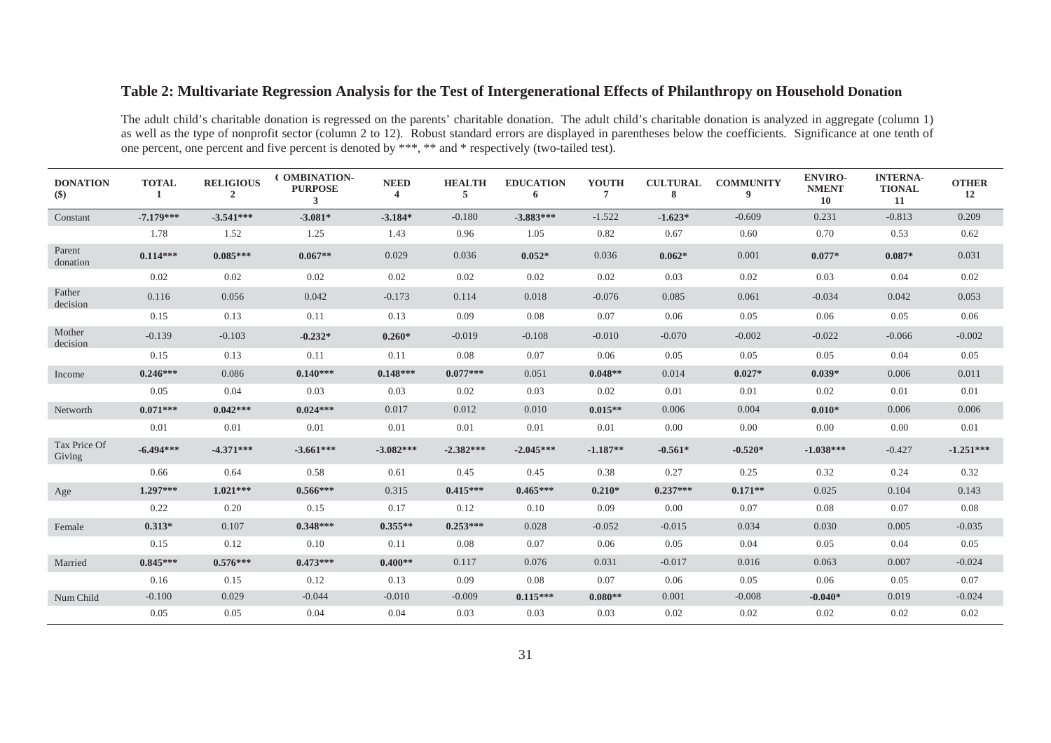## Table 2: Multivariate Regression Analysis for the Test of Intergenerational Effects of Philanthropy on Household Donation

The adult child's charitable donation is regressed on the parents' charitable donation. The adult child's charitable donation is analyzed in aggregate (column 1) as well as the type of nonprofit sector (column 2 to 12). Robust standard errors are displayed in parentheses below the coefficients. Significance at one tenth of one percent, one percent and five percent is denoted by ***, ** and * respectively (two-tailed test).

| DONATION ($) | TOTAL 1 | RELIGIOUS 2 | COMBINATION-PURPOSE 3 | NEED 4 | HEALTH 5 | EDUCATION 6 | YOUTH 7 | CULTURAL 8 | COMMUNITY 9 | ENVIRO-NMENT 10 | INTERNA-TIONAL 11 | OTHER 12 |
|---|---|---|---|---|---|---|---|---|---|---|---|---|
| Constant | **-7.179*** ** | **-3.541*** ** | **-3.081*** | **-3.184*** | -0.180 | **-3.883*** ** | -1.522 | **-1.623*** | -0.609 | 0.231 | -0.813 | 0.209 |
| | 1.78 | 1.52 | 1.25 | 1.43 | 0.96 | 1.05 | 0.82 | 0.67 | 0.60 | 0.70 | 0.53 | 0.62 |
| Parent donation | **0.114*** ** | **0.085*** ** | **0.067** ** | 0.029 | 0.036 | **0.052*** | 0.036 | **0.062*** | 0.001 | **0.077*** | **0.087*** | 0.031 |
| | 0.02 | 0.02 | 0.02 | 0.02 | 0.02 | 0.02 | 0.02 | 0.03 | 0.02 | 0.03 | 0.04 | 0.02 |
| Father decision | 0.116 | 0.056 | 0.042 | -0.173 | 0.114 | 0.018 | -0.076 | 0.085 | 0.061 | -0.034 | 0.042 | 0.053 |
| | 0.15 | 0.13 | 0.11 | 0.13 | 0.09 | 0.08 | 0.07 | 0.06 | 0.05 | 0.06 | 0.05 | 0.06 |
| Mother decision | -0.139 | -0.103 | **-0.232*** | **0.260*** | -0.019 | -0.108 | -0.010 | -0.070 | -0.002 | -0.022 | -0.066 | -0.002 |
| | 0.15 | 0.13 | 0.11 | 0.11 | 0.08 | 0.07 | 0.06 | 0.05 | 0.05 | 0.05 | 0.04 | 0.05 |
| Income | **0.246*** ** | 0.086 | **0.140*** ** | **0.148*** ** | **0.077*** ** | 0.051 | **0.048** ** | 0.014 | **0.027*** | **0.039*** | 0.006 | 0.011 |
| | 0.05 | 0.04 | 0.03 | 0.03 | 0.02 | 0.03 | 0.02 | 0.01 | 0.01 | 0.02 | 0.01 | 0.01 |
| Networth | **0.071*** ** | **0.042*** ** | **0.024*** ** | 0.017 | 0.012 | 0.010 | **0.015** ** | 0.006 | 0.004 | **0.010*** | 0.006 | 0.006 |
| | 0.01 | 0.01 | 0.01 | 0.01 | 0.01 | 0.01 | 0.01 | 0.00 | 0.00 | 0.00 | 0.00 | 0.01 |
| Tax Price Of Giving | **-6.494*** ** | **-4.371*** ** | **-3.661*** ** | **-3.082*** ** | **-2.382*** ** | **-2.045*** ** | **-1.187** ** | **-0.561*** | **-0.520*** | **-1.038*** ** | -0.427 | **-1.251*** ** |
| | 0.66 | 0.64 | 0.58 | 0.61 | 0.45 | 0.45 | 0.38 | 0.27 | 0.25 | 0.32 | 0.24 | 0.32 |
| Age | **1.297*** ** | **1.021*** ** | **0.566*** ** | 0.315 | **0.415*** ** | **0.465*** ** | **0.210*** | **0.237*** ** | **0.171** ** | 0.025 | 0.104 | 0.143 |
| | 0.22 | 0.20 | 0.15 | 0.17 | 0.12 | 0.10 | 0.09 | 0.00 | 0.07 | 0.08 | 0.07 | 0.08 |
| Female | **0.313*** | 0.107 | **0.348*** ** | **0.355** ** | **0.253*** ** | 0.028 | -0.052 | -0.015 | 0.034 | 0.030 | 0.005 | -0.035 |
| | 0.15 | 0.12 | 0.10 | 0.11 | 0.08 | 0.07 | 0.06 | 0.05 | 0.04 | 0.05 | 0.04 | 0.05 |
| Married | **0.845*** ** | **0.576*** ** | **0.473*** ** | **0.400** ** | 0.117 | 0.076 | 0.031 | -0.017 | 0.016 | 0.063 | 0.007 | -0.024 |
| | 0.16 | 0.15 | 0.12 | 0.13 | 0.09 | 0.08 | 0.07 | 0.06 | 0.05 | 0.06 | 0.05 | 0.07 |
| Num Child | -0.100 | 0.029 | -0.044 | -0.010 | -0.009 | **0.115*** ** | **0.080** ** | 0.001 | -0.008 | **-0.040*** | 0.019 | -0.024 |
| | 0.05 | 0.05 | 0.04 | 0.04 | 0.03 | 0.03 | 0.03 | 0.02 | 0.02 | 0.02 | 0.02 | 0.02 |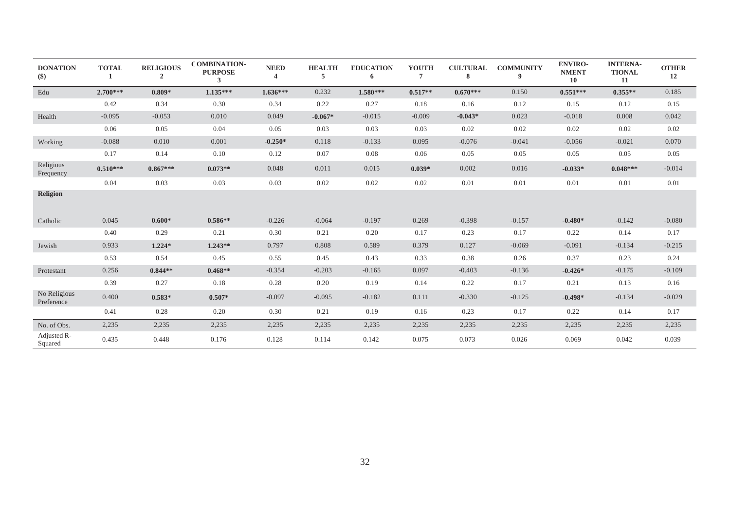| DONATION ($) | TOTAL 1 | RELIGIOUS 2 | COMBINATION-PURPOSE 3 | NEED 4 | HEALTH 5 | EDUCATION 6 | YOUTH 7 | CULTURAL 8 | COMMUNITY 9 | ENVIRO-NMENT 10 | INTERNA-TIONAL 11 | OTHER 12 |
|---|---|---|---|---|---|---|---|---|---|---|---|---|
| Edu | **2.700*** ** | **0.809*** | **1.135*** ** | **1.636*** ** | 0.232 | **1.580*** ** | **0.517**** | **0.670*** ** | 0.150 | **0.551*** ** | **0.355**** | 0.185 |
| | 0.42 | 0.34 | 0.30 | 0.34 | 0.22 | 0.27 | 0.18 | 0.16 | 0.12 | 0.15 | 0.12 | 0.15 |
| Health | -0.095 | -0.053 | 0.010 | 0.049 | **-0.067*** | -0.015 | -0.009 | **-0.043*** | 0.023 | -0.018 | 0.008 | 0.042 |
| | 0.06 | 0.05 | 0.04 | 0.05 | 0.03 | 0.03 | 0.03 | 0.02 | 0.02 | 0.02 | 0.02 | 0.02 |
| Working | -0.088 | 0.010 | 0.001 | **-0.250*** | 0.118 | -0.133 | 0.095 | -0.076 | -0.041 | -0.056 | -0.021 | 0.070 |
| | 0.17 | 0.14 | 0.10 | 0.12 | 0.07 | 0.08 | 0.06 | 0.05 | 0.05 | 0.05 | 0.05 | 0.05 |
| Religious Frequency | **0.510*** ** | **0.867*** ** | **0.073**** | 0.048 | 0.011 | 0.015 | **0.039*** | 0.002 | 0.016 | **-0.033*** | **0.048*** ** | -0.014 |
| | 0.04 | 0.03 | 0.03 | 0.03 | 0.02 | 0.02 | 0.02 | 0.01 | 0.01 | 0.01 | 0.01 | 0.01 |
| **Religion** | | | | | | | | | | | | |
| Catholic | 0.045 | **0.600*** | **0.586**** | -0.226 | -0.064 | -0.197 | 0.269 | -0.398 | -0.157 | **-0.480*** | -0.142 | -0.080 |
| | 0.40 | 0.29 | 0.21 | 0.30 | 0.21 | 0.20 | 0.17 | 0.23 | 0.17 | 0.22 | 0.14 | 0.17 |
| Jewish | 0.933 | **1.224*** | **1.243**** | 0.797 | 0.808 | 0.589 | 0.379 | 0.127 | -0.069 | -0.091 | -0.134 | -0.215 |
| | 0.53 | 0.54 | 0.45 | 0.55 | 0.45 | 0.43 | 0.33 | 0.38 | 0.26 | 0.37 | 0.23 | 0.24 |
| Protestant | 0.256 | **0.844**** | **0.468**** | -0.354 | -0.203 | -0.165 | 0.097 | -0.403 | -0.136 | **-0.426*** | -0.175 | -0.109 |
| | 0.39 | 0.27 | 0.18 | 0.28 | 0.20 | 0.19 | 0.14 | 0.22 | 0.17 | 0.21 | 0.13 | 0.16 |
| No Religious Preference | 0.400 | **0.583*** | **0.507*** | -0.097 | -0.095 | -0.182 | 0.111 | -0.330 | -0.125 | **-0.498*** | -0.134 | -0.029 |
| | 0.41 | 0.28 | 0.20 | 0.30 | 0.21 | 0.19 | 0.16 | 0.23 | 0.17 | 0.22 | 0.14 | 0.17 |
| No. of Obs. | 2,235 | 2,235 | 2,235 | 2,235 | 2,235 | 2,235 | 2,235 | 2,235 | 2,235 | 2,235 | 2,235 | 2,235 |
| Adjusted R-Squared | 0.435 | 0.448 | 0.176 | 0.128 | 0.114 | 0.142 | 0.075 | 0.073 | 0.026 | 0.069 | 0.042 | 0.039 |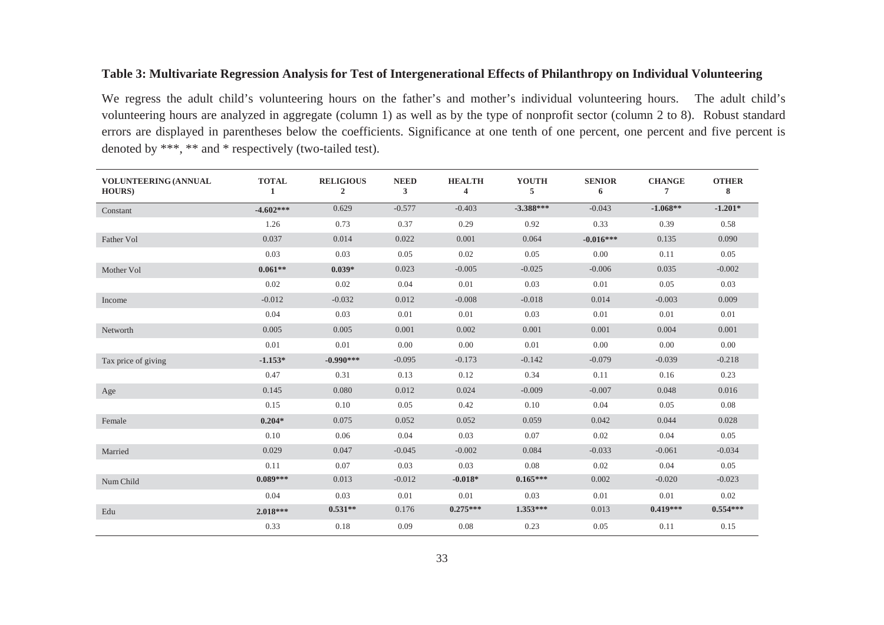**Table 3: Multivariate Regression Analysis for Test of Intergenerational Effects of Philanthropy on Individual Volunteering**

We regress the adult child's volunteering hours on the father's and mother's individual volunteering hours. The adult child's volunteering hours are analyzed in aggregate (column 1) as well as by the type of nonprofit sector (column 2 to 8). Robust standard errors are displayed in parentheses below the coefficients. Significance at one tenth of one percent, one percent and five percent is denoted by ***, ** and * respectively (two-tailed test).

| VOLUNTEERING (ANNUAL HOURS) | TOTAL 1 | RELIGIOUS 2 | NEED 3 | HEALTH 4 | YOUTH 5 | SENIOR 6 | CHANGE 7 | OTHER 8 |
|---|---|---|---|---|---|---|---|---|
| Constant | **-4.602*** ** | 0.629 | -0.577 | -0.403 | **-3.388*** ** | -0.043 | **-1.068** ** | **-1.201* ** |
| | 1.26 | 0.73 | 0.37 | 0.29 | 0.92 | 0.33 | 0.39 | 0.58 |
| Father Vol | 0.037 | 0.014 | 0.022 | 0.001 | 0.064 | **-0.016*** ** | 0.135 | 0.090 |
| | 0.03 | 0.03 | 0.05 | 0.02 | 0.05 | 0.00 | 0.11 | 0.05 |
| Mother Vol | **0.061** ** | **0.039* ** | 0.023 | -0.005 | -0.025 | -0.006 | 0.035 | -0.002 |
| | 0.02 | 0.02 | 0.04 | 0.01 | 0.03 | 0.01 | 0.05 | 0.03 |
| Income | -0.012 | -0.032 | 0.012 | -0.008 | -0.018 | 0.014 | -0.003 | 0.009 |
| | 0.04 | 0.03 | 0.01 | 0.01 | 0.03 | 0.01 | 0.01 | 0.01 |
| Networth | 0.005 | 0.005 | 0.001 | 0.002 | 0.001 | 0.001 | 0.004 | 0.001 |
| | 0.01 | 0.01 | 0.00 | 0.00 | 0.01 | 0.00 | 0.00 | 0.00 |
| Tax price of giving | **-1.153* ** | **-0.990*** ** | -0.095 | -0.173 | -0.142 | -0.079 | -0.039 | -0.218 |
| | 0.47 | 0.31 | 0.13 | 0.12 | 0.34 | 0.11 | 0.16 | 0.23 |
| Age | 0.145 | 0.080 | 0.012 | 0.024 | -0.009 | -0.007 | 0.048 | 0.016 |
| | 0.15 | 0.10 | 0.05 | 0.42 | 0.10 | 0.04 | 0.05 | 0.08 |
| Female | **0.204* ** | 0.075 | 0.052 | 0.052 | 0.059 | 0.042 | 0.044 | 0.028 |
| | 0.10 | 0.06 | 0.04 | 0.03 | 0.07 | 0.02 | 0.04 | 0.05 |
| Married | 0.029 | 0.047 | -0.045 | -0.002 | 0.084 | -0.033 | -0.061 | -0.034 |
| | 0.11 | 0.07 | 0.03 | 0.03 | 0.08 | 0.02 | 0.04 | 0.05 |
| Num Child | **0.089*** ** | 0.013 | -0.012 | **-0.018* ** | **0.165*** ** | 0.002 | -0.020 | -0.023 |
| | 0.04 | 0.03 | 0.01 | 0.01 | 0.03 | 0.01 | 0.01 | 0.02 |
| Edu | **2.018*** ** | **0.531** ** | 0.176 | **0.275*** ** | **1.353*** ** | 0.013 | **0.419*** ** | **0.554*** ** |
| | 0.33 | 0.18 | 0.09 | 0.08 | 0.23 | 0.05 | 0.11 | 0.15 |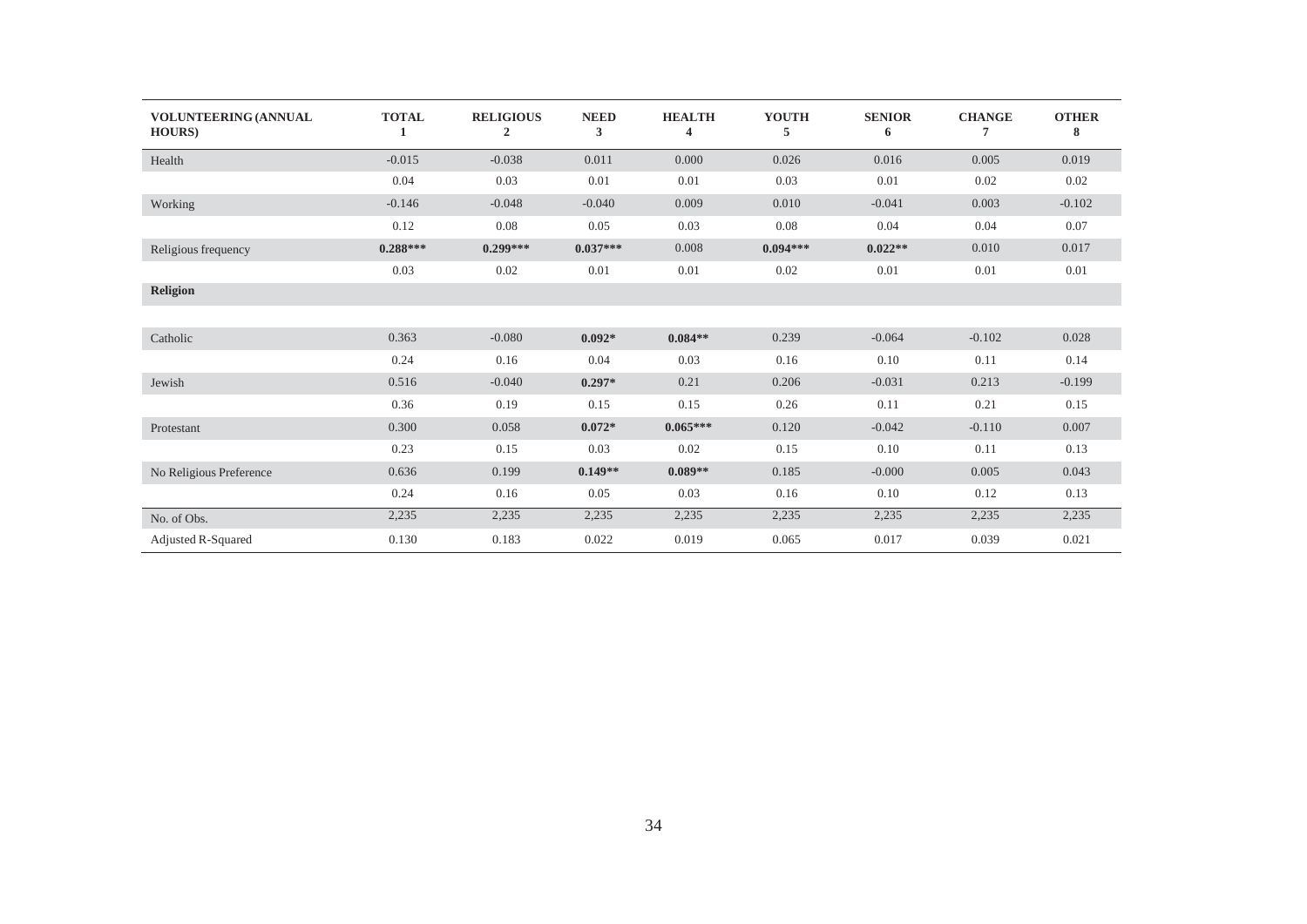| VOLUNTEERING (ANNUAL HOURS) | TOTAL 1 | RELIGIOUS 2 | NEED 3 | HEALTH 4 | YOUTH 5 | SENIOR 6 | CHANGE 7 | OTHER 8 |
|---|---|---|---|---|---|---|---|---|
| Health | -0.015 | -0.038 | 0.011 | 0.000 | 0.026 | 0.016 | 0.005 | 0.019 |
| | 0.04 | 0.03 | 0.01 | 0.01 | 0.03 | 0.01 | 0.02 | 0.02 |
| Working | -0.146 | -0.048 | -0.040 | 0.009 | 0.010 | -0.041 | 0.003 | -0.102 |
| | 0.12 | 0.08 | 0.05 | 0.03 | 0.08 | 0.04 | 0.04 | 0.07 |
| Religious frequency | **0.288*** | **0.299*** | **0.037*** | 0.008 | **0.094*** | **0.022** | 0.010 | 0.017 |
| | 0.03 | 0.02 | 0.01 | 0.01 | 0.02 | 0.01 | 0.01 | 0.01 |
| **Religion** | | | | | | | | |
| Catholic | 0.363 | -0.080 | **0.092** | **0.084** | 0.239 | -0.064 | -0.102 | 0.028 |
| | 0.24 | 0.16 | 0.04 | 0.03 | 0.16 | 0.10 | 0.11 | 0.14 |
| Jewish | 0.516 | -0.040 | **0.297** | 0.21 | 0.206 | -0.031 | 0.213 | -0.199 |
| | 0.36 | 0.19 | 0.15 | 0.15 | 0.26 | 0.11 | 0.21 | 0.15 |
| Protestant | 0.300 | 0.058 | **0.072** | **0.065*** | 0.120 | -0.042 | -0.110 | 0.007 |
| | 0.23 | 0.15 | 0.03 | 0.02 | 0.15 | 0.10 | 0.11 | 0.13 |
| No Religious Preference | 0.636 | 0.199 | **0.149** | **0.089** | 0.185 | -0.000 | 0.005 | 0.043 |
| | 0.24 | 0.16 | 0.05 | 0.03 | 0.16 | 0.10 | 0.12 | 0.13 |
| No. of Obs. | 2,235 | 2,235 | 2,235 | 2,235 | 2,235 | 2,235 | 2,235 | 2,235 |
| Adjusted R-Squared | 0.130 | 0.183 | 0.022 | 0.019 | 0.065 | 0.017 | 0.039 | 0.021 |